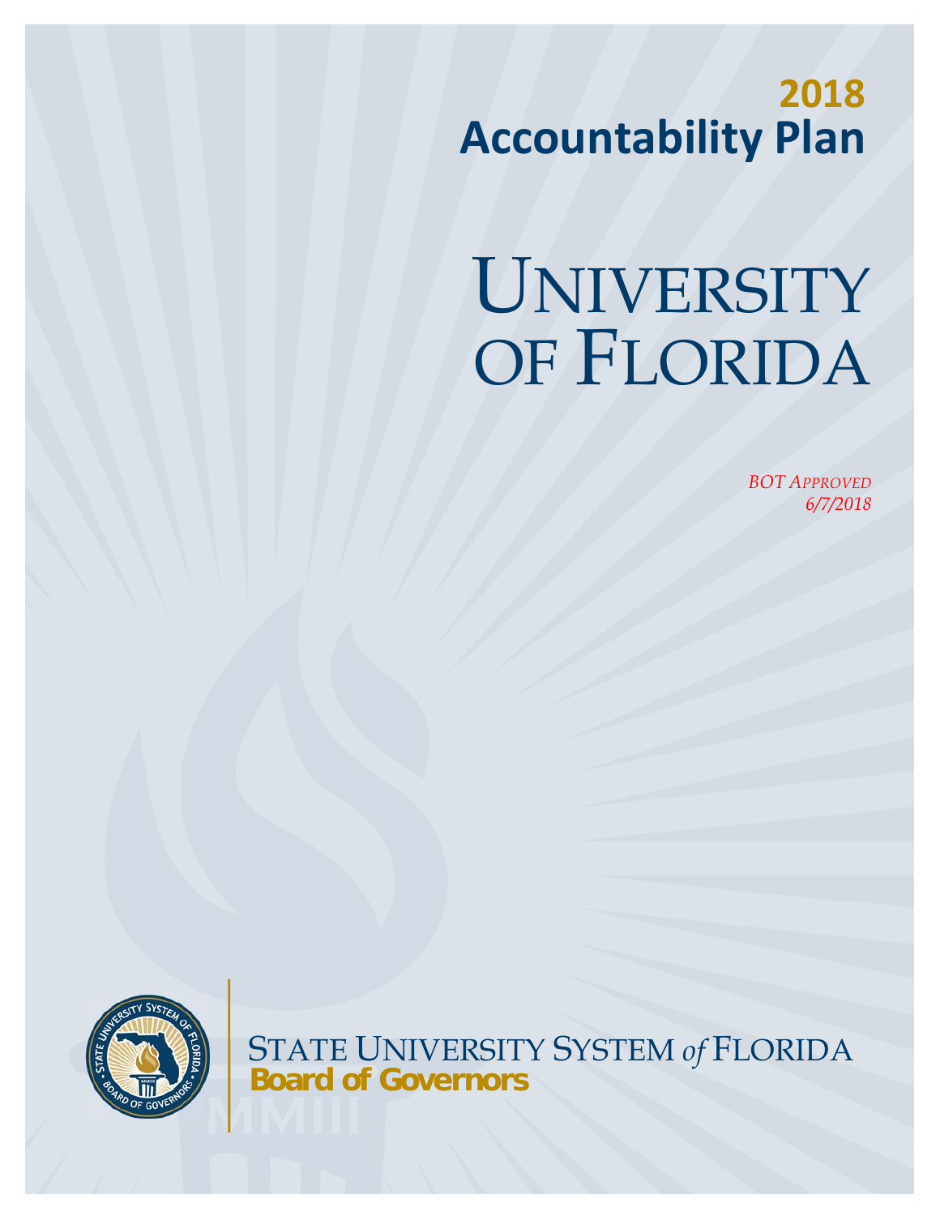# 2018 Accountability Plan

# UNIVERSITY OF FLORIDA

*BOT APPROVED*
*6/7/2018*

STATE UNIVERSITY SYSTEM *of* FLORIDA
**Board of Governors**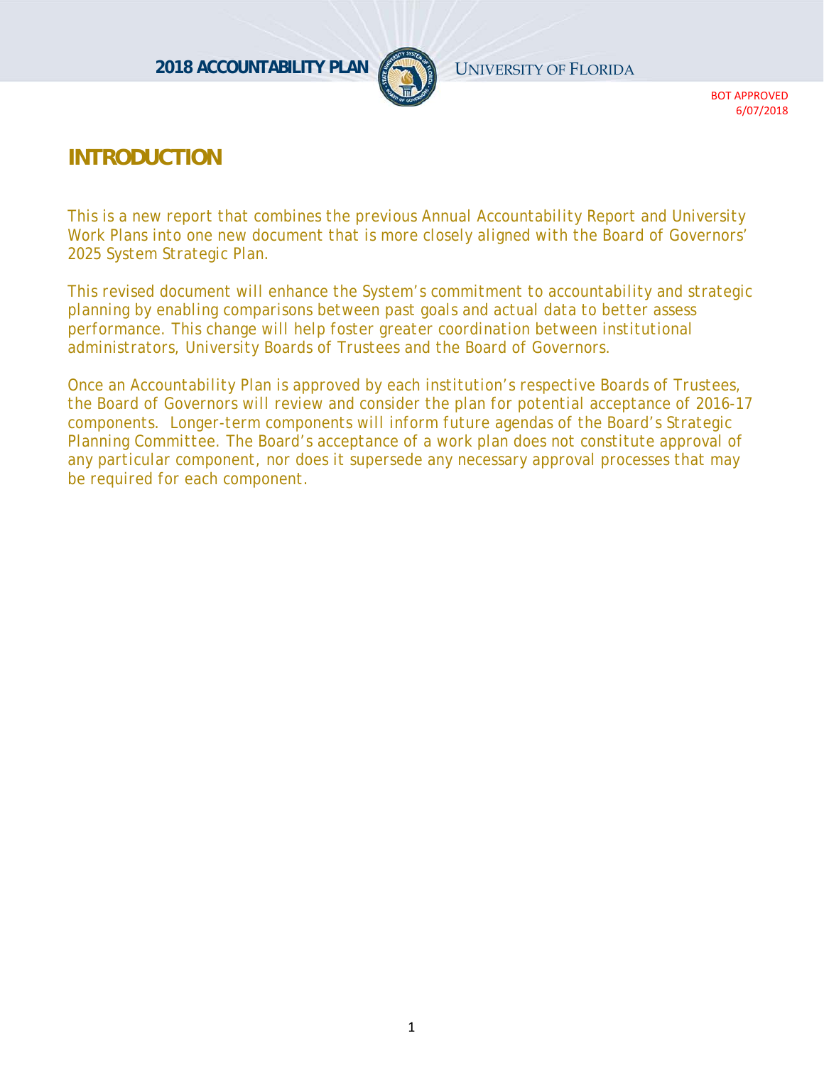BOT APPROVED
6/07/2018

# INTRODUCTION

This is a new report that combines the previous Annual Accountability Report and University Work Plans into one new document that is more closely aligned with the Board of Governors' 2025 System Strategic Plan.

This revised document will enhance the System's commitment to accountability and strategic planning by enabling comparisons between past goals and actual data to better assess performance. This change will help foster greater coordination between institutional administrators, University Boards of Trustees and the Board of Governors.

Once an Accountability Plan is approved by each institution's respective Boards of Trustees, the Board of Governors will review and consider the plan for potential acceptance of 2016-17 components. Longer-term components will inform future agendas of the Board's Strategic Planning Committee. The Board's acceptance of a work plan does not constitute approval of any particular component, nor does it supersede any necessary approval processes that may be required for each component.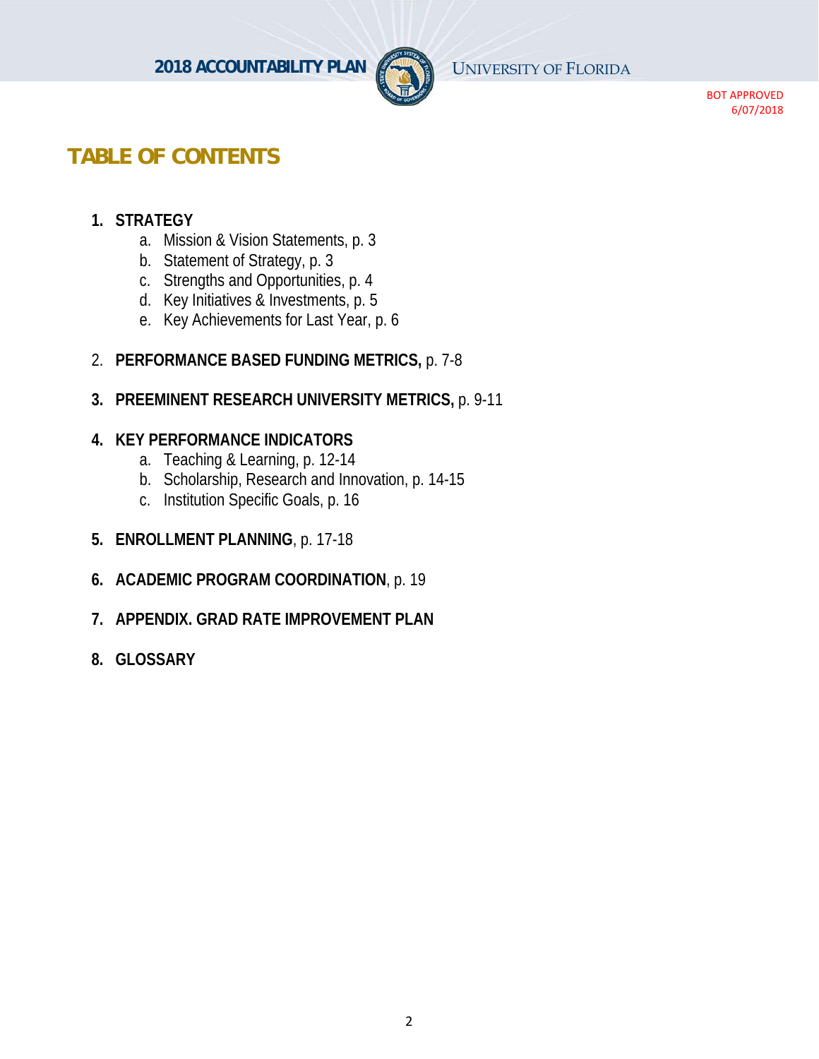BOT APPROVED
6/07/2018

# TABLE OF CONTENTS

1. **STRATEGY**
    a. Mission & Vision Statements, p. 3
    b. Statement of Strategy, p. 3
    c. Strengths and Opportunities, p. 4
    d. Key Initiatives & Investments, p. 5
    e. Key Achievements for Last Year, p. 6

2. **PERFORMANCE BASED FUNDING METRICS,** p. 7-8

3. **PREEMINENT RESEARCH UNIVERSITY METRICS,** p. 9-11

4. **KEY PERFORMANCE INDICATORS**
    a. Teaching & Learning, p. 12-14
    b. Scholarship, Research and Innovation, p. 14-15
    c. Institution Specific Goals, p. 16

5. **ENROLLMENT PLANNING**, p. 17-18

6. **ACADEMIC PROGRAM COORDINATION**, p. 19

7. **APPENDIX. GRAD RATE IMPROVEMENT PLAN**

8. **GLOSSARY**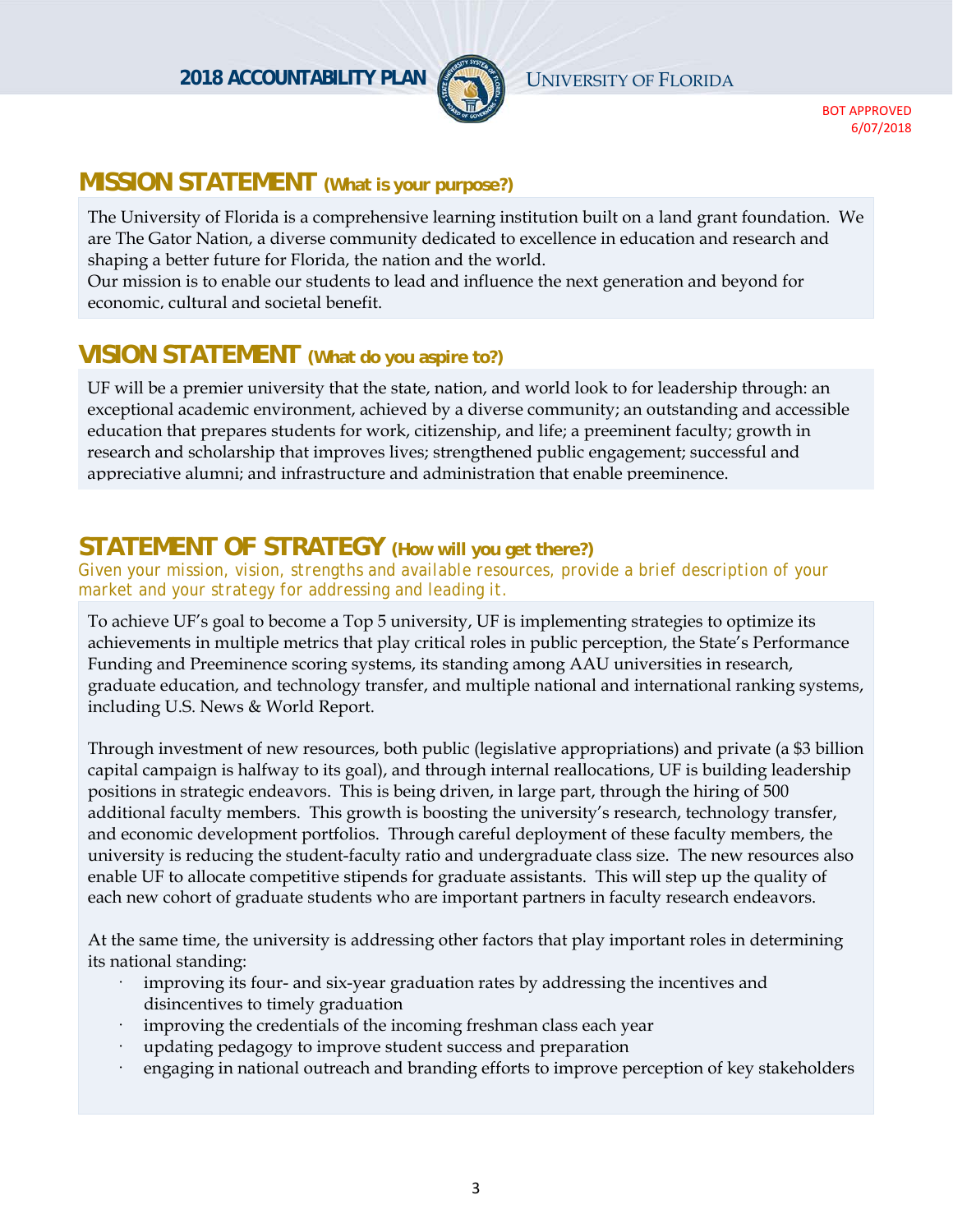# MISSION STATEMENT (What is your purpose?)

The University of Florida is a comprehensive learning institution built on a land grant foundation. We are The Gator Nation, a diverse community dedicated to excellence in education and research and shaping a better future for Florida, the nation and the world.
Our mission is to enable our students to lead and influence the next generation and beyond for economic, cultural and societal benefit.

# VISION STATEMENT (What do you aspire to?)

UF will be a premier university that the state, nation, and world look to for leadership through: an exceptional academic environment, achieved by a diverse community; an outstanding and accessible education that prepares students for work, citizenship, and life; a preeminent faculty; growth in research and scholarship that improves lives; strengthened public engagement; successful and appreciative alumni; and infrastructure and administration that enable preeminence.

# STATEMENT OF STRATEGY (How will you get there?)

*Given your mission, vision, strengths and available resources, provide a brief description of your market and your strategy for addressing and leading it.*

To achieve UF's goal to become a Top 5 university, UF is implementing strategies to optimize its achievements in multiple metrics that play critical roles in public perception, the State's Performance Funding and Preeminence scoring systems, its standing among AAU universities in research, graduate education, and technology transfer, and multiple national and international ranking systems, including U.S. News & World Report.

Through investment of new resources, both public (legislative appropriations) and private (a $3 billion capital campaign is halfway to its goal), and through internal reallocations, UF is building leadership positions in strategic endeavors. This is being driven, in large part, through the hiring of 500 additional faculty members. This growth is boosting the university's research, technology transfer, and economic development portfolios. Through careful deployment of these faculty members, the university is reducing the student-faculty ratio and undergraduate class size. The new resources also enable UF to allocate competitive stipends for graduate assistants. This will step up the quality of each new cohort of graduate students who are important partners in faculty research endeavors.

At the same time, the university is addressing other factors that play important roles in determining its national standing:

- improving its four- and six-year graduation rates by addressing the incentives and disincentives to timely graduation
- improving the credentials of the incoming freshman class each year
- updating pedagogy to improve student success and preparation
- engaging in national outreach and branding efforts to improve perception of key stakeholders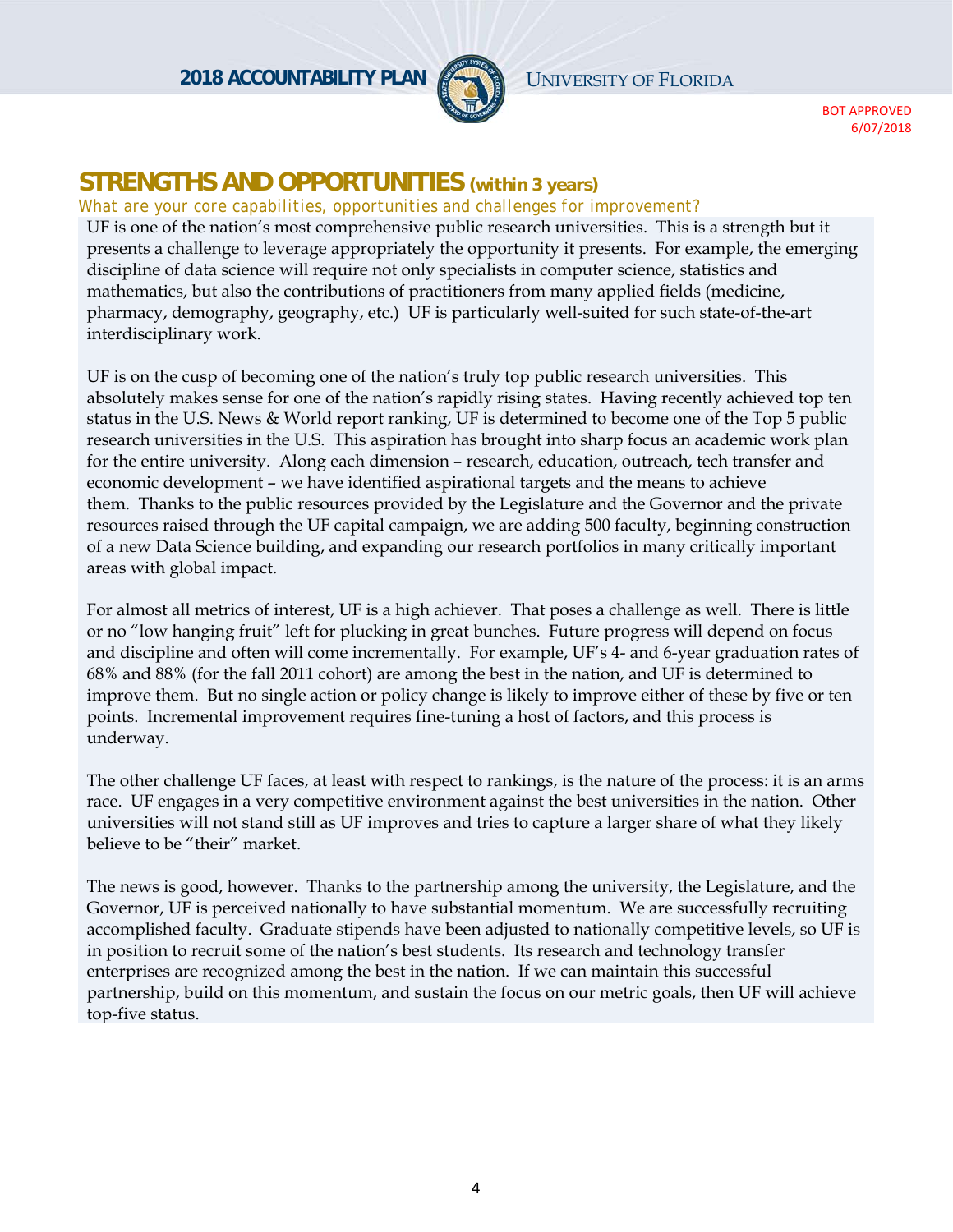## STRENGTHS AND OPPORTUNITIES (within 3 years)

*What are your core capabilities, opportunities and challenges for improvement?*

UF is one of the nation's most comprehensive public research universities. This is a strength but it presents a challenge to leverage appropriately the opportunity it presents. For example, the emerging discipline of data science will require not only specialists in computer science, statistics and mathematics, but also the contributions of practitioners from many applied fields (medicine, pharmacy, demography, geography, etc.) UF is particularly well-suited for such state-of-the-art interdisciplinary work.

UF is on the cusp of becoming one of the nation's truly top public research universities. This absolutely makes sense for one of the nation's rapidly rising states. Having recently achieved top ten status in the U.S. News & World report ranking, UF is determined to become one of the Top 5 public research universities in the U.S. This aspiration has brought into sharp focus an academic work plan for the entire university. Along each dimension – research, education, outreach, tech transfer and economic development – we have identified aspirational targets and the means to achieve them. Thanks to the public resources provided by the Legislature and the Governor and the private resources raised through the UF capital campaign, we are adding 500 faculty, beginning construction of a new Data Science building, and expanding our research portfolios in many critically important areas with global impact.

For almost all metrics of interest, UF is a high achiever. That poses a challenge as well. There is little or no "low hanging fruit" left for plucking in great bunches. Future progress will depend on focus and discipline and often will come incrementally. For example, UF's 4- and 6-year graduation rates of 68% and 88% (for the fall 2011 cohort) are among the best in the nation, and UF is determined to improve them. But no single action or policy change is likely to improve either of these by five or ten points. Incremental improvement requires fine-tuning a host of factors, and this process is underway.

The other challenge UF faces, at least with respect to rankings, is the nature of the process: it is an arms race. UF engages in a very competitive environment against the best universities in the nation. Other universities will not stand still as UF improves and tries to capture a larger share of what they likely believe to be "their" market.

The news is good, however. Thanks to the partnership among the university, the Legislature, and the Governor, UF is perceived nationally to have substantial momentum. We are successfully recruiting accomplished faculty. Graduate stipends have been adjusted to nationally competitive levels, so UF is in position to recruit some of the nation's best students. Its research and technology transfer enterprises are recognized among the best in the nation. If we can maintain this successful partnership, build on this momentum, and sustain the focus on our metric goals, then UF will achieve top-five status.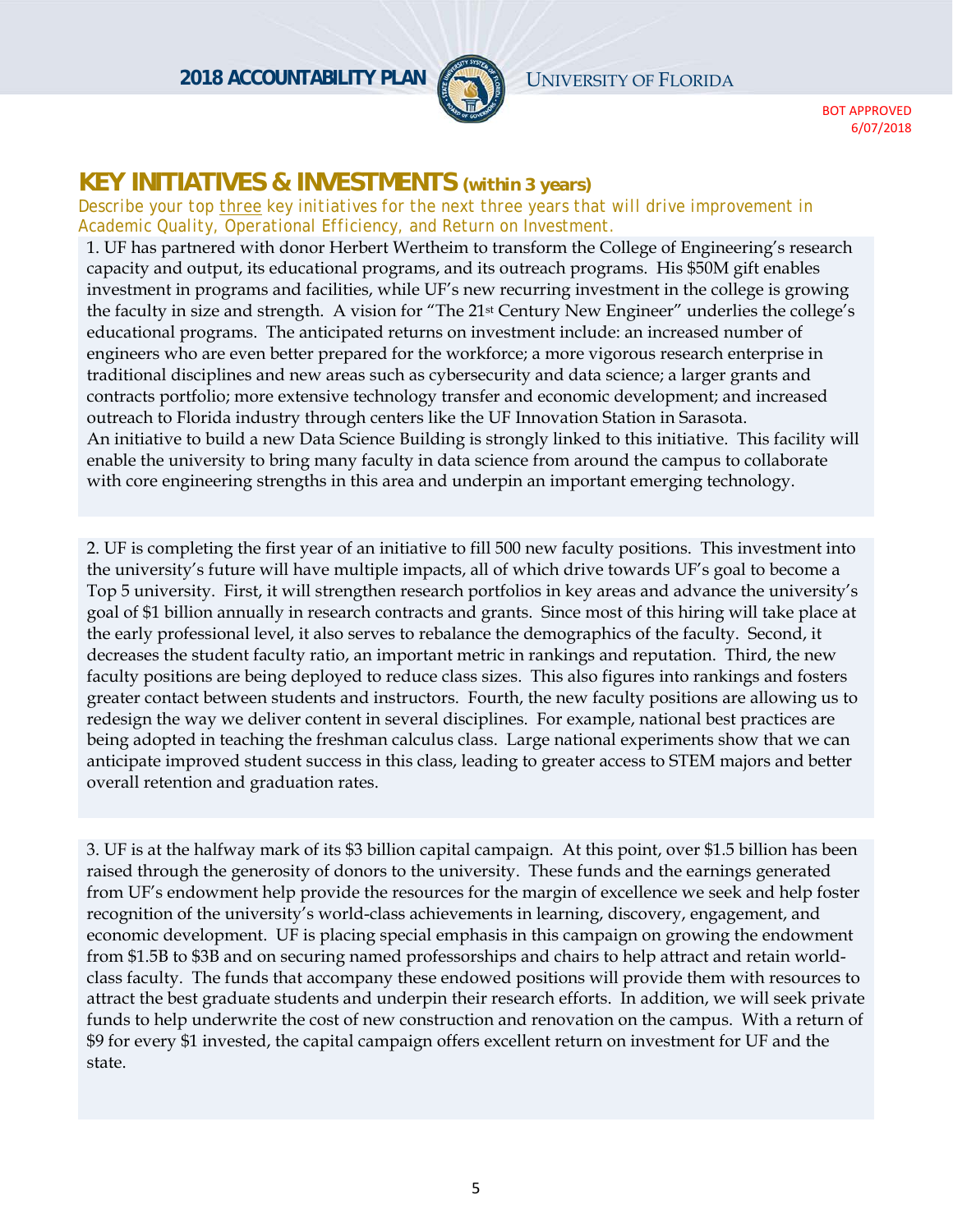BOT APPROVED 6/07/2018

## KEY INITIATIVES & INVESTMENTS (within 3 years)

*Describe your top three key initiatives for the next three years that will drive improvement in Academic Quality, Operational Efficiency, and Return on Investment.*

1. UF has partnered with donor Herbert Wertheim to transform the College of Engineering's research capacity and output, its educational programs, and its outreach programs. His $50M gift enables investment in programs and facilities, while UF's new recurring investment in the college is growing the faculty in size and strength. A vision for "The 21st Century New Engineer" underlies the college's educational programs. The anticipated returns on investment include: an increased number of engineers who are even better prepared for the workforce; a more vigorous research enterprise in traditional disciplines and new areas such as cybersecurity and data science; a larger grants and contracts portfolio; more extensive technology transfer and economic development; and increased outreach to Florida industry through centers like the UF Innovation Station in Sarasota.
An initiative to build a new Data Science Building is strongly linked to this initiative. This facility will enable the university to bring many faculty in data science from around the campus to collaborate with core engineering strengths in this area and underpin an important emerging technology.

2. UF is completing the first year of an initiative to fill 500 new faculty positions. This investment into the university's future will have multiple impacts, all of which drive towards UF's goal to become a Top 5 university. First, it will strengthen research portfolios in key areas and advance the university's goal of $1 billion annually in research contracts and grants. Since most of this hiring will take place at the early professional level, it also serves to rebalance the demographics of the faculty. Second, it decreases the student faculty ratio, an important metric in rankings and reputation. Third, the new faculty positions are being deployed to reduce class sizes. This also figures into rankings and fosters greater contact between students and instructors. Fourth, the new faculty positions are allowing us to redesign the way we deliver content in several disciplines. For example, national best practices are being adopted in teaching the freshman calculus class. Large national experiments show that we can anticipate improved student success in this class, leading to greater access to STEM majors and better overall retention and graduation rates.

3. UF is at the halfway mark of its $3 billion capital campaign. At this point, over $1.5 billion has been raised through the generosity of donors to the university. These funds and the earnings generated from UF's endowment help provide the resources for the margin of excellence we seek and help foster recognition of the university's world-class achievements in learning, discovery, engagement, and economic development. UF is placing special emphasis in this campaign on growing the endowment from $1.5B to $3B and on securing named professorships and chairs to help attract and retain world-class faculty. The funds that accompany these endowed positions will provide them with resources to attract the best graduate students and underpin their research efforts. In addition, we will seek private funds to help underwrite the cost of new construction and renovation on the campus. With a return of $9 for every $1 invested, the capital campaign offers excellent return on investment for UF and the state.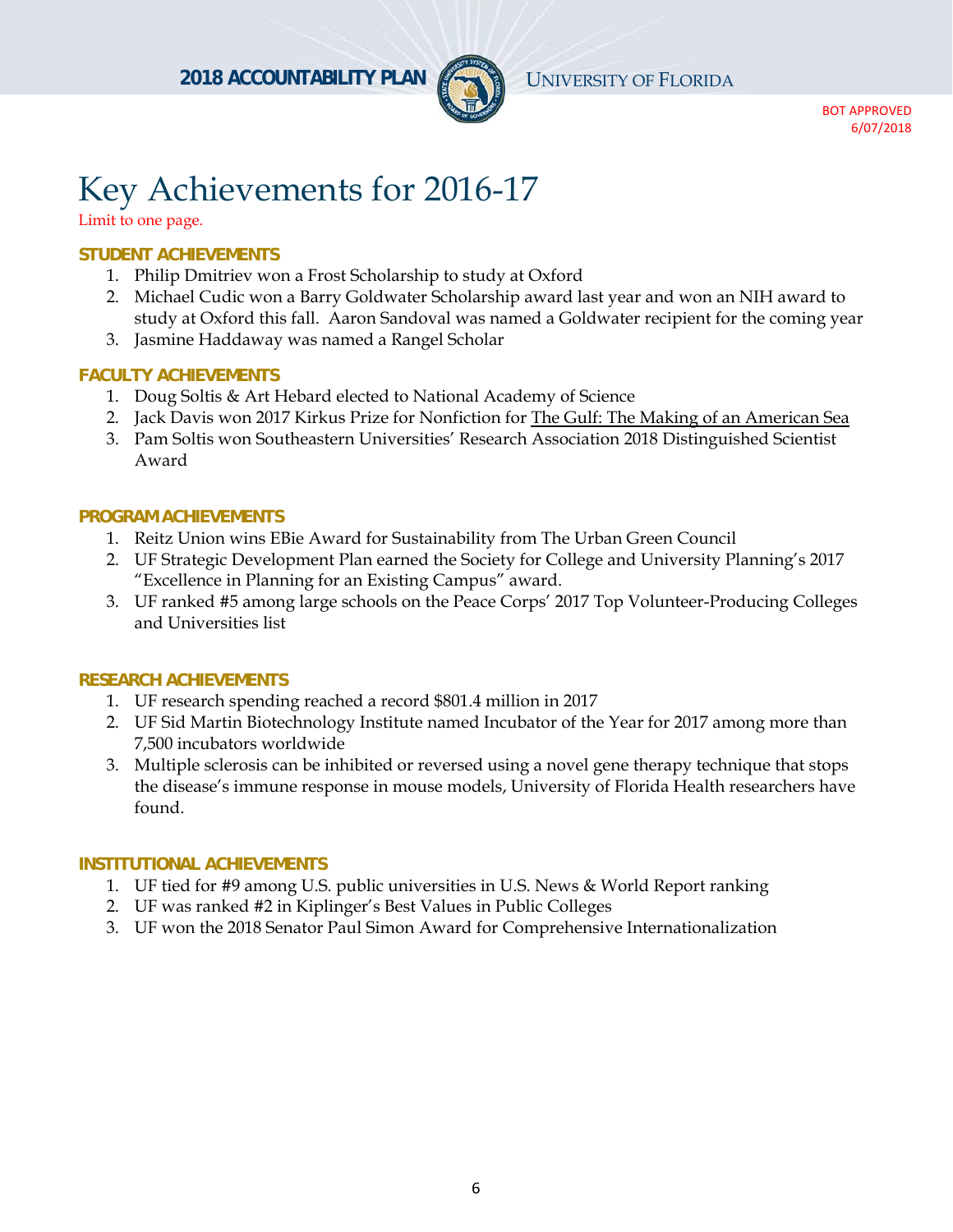# Key Achievements for 2016-17

Limit to one page.

### STUDENT ACHIEVEMENTS

1. Philip Dmitriev won a Frost Scholarship to study at Oxford
2. Michael Cudic won a Barry Goldwater Scholarship award last year and won an NIH award to study at Oxford this fall. Aaron Sandoval was named a Goldwater recipient for the coming year
3. Jasmine Haddaway was named a Rangel Scholar

### FACULTY ACHIEVEMENTS

1. Doug Soltis & Art Hebard elected to National Academy of Science
2. Jack Davis won 2017 Kirkus Prize for Nonfiction for The Gulf: The Making of an American Sea
3. Pam Soltis won Southeastern Universities' Research Association 2018 Distinguished Scientist Award

### PROGRAM ACHIEVEMENTS

1. Reitz Union wins EBie Award for Sustainability from The Urban Green Council
2. UF Strategic Development Plan earned the Society for College and University Planning's 2017 "Excellence in Planning for an Existing Campus" award.
3. UF ranked #5 among large schools on the Peace Corps' 2017 Top Volunteer-Producing Colleges and Universities list

### RESEARCH ACHIEVEMENTS

1. UF research spending reached a record $801.4 million in 2017
2. UF Sid Martin Biotechnology Institute named Incubator of the Year for 2017 among more than 7,500 incubators worldwide
3. Multiple sclerosis can be inhibited or reversed using a novel gene therapy technique that stops the disease's immune response in mouse models, University of Florida Health researchers have found.

### INSTITUTIONAL ACHIEVEMENTS

1. UF tied for #9 among U.S. public universities in U.S. News & World Report ranking
2. UF was ranked #2 in Kiplinger's Best Values in Public Colleges
3. UF won the 2018 Senator Paul Simon Award for Comprehensive Internationalization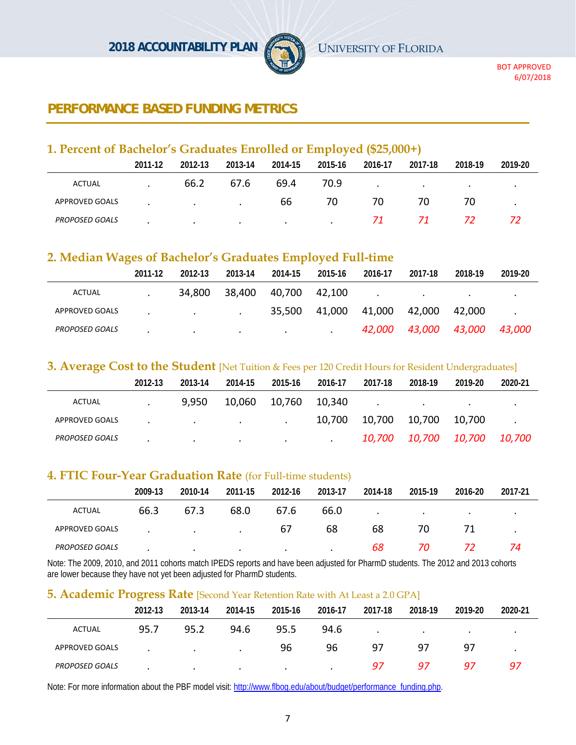BOT APPROVED 6/07/2018

## PERFORMANCE BASED FUNDING METRICS

### 1. Percent of Bachelor's Graduates Enrolled or Employed ($25,000+)

| | 2011-12 | 2012-13 | 2013-14 | 2014-15 | 2015-16 | 2016-17 | 2017-18 | 2018-19 | 2019-20 |
|---|---|---|---|---|---|---|---|---|---|
| ACTUAL | . | 66.2 | 67.6 | 69.4 | 70.9 | . | . | . | . |
| APPROVED GOALS | . | . | . | 66 | 70 | 70 | 70 | 70 | . |
| *PROPOSED GOALS* | . | . | . | . | . | *71* | *71* | *72* | *72* |

### 2. Median Wages of Bachelor's Graduates Employed Full-time

| | 2011-12 | 2012-13 | 2013-14 | 2014-15 | 2015-16 | 2016-17 | 2017-18 | 2018-19 | 2019-20 |
|---|---|---|---|---|---|---|---|---|---|
| ACTUAL | . | 34,800 | 38,400 | 40,700 | 42,100 | . | . | . | . |
| APPROVED GOALS | . | . | . | 35,500 | 41,000 | 41,000 | 42,000 | 42,000 | . |
| *PROPOSED GOALS* | . | . | . | . | . | *42,000* | *43,000* | *43,000* | *43,000* |

### 3. Average Cost to the Student [Net Tuition & Fees per 120 Credit Hours for Resident Undergraduates]

| | 2012-13 | 2013-14 | 2014-15 | 2015-16 | 2016-17 | 2017-18 | 2018-19 | 2019-20 | 2020-21 |
|---|---|---|---|---|---|---|---|---|---|
| ACTUAL | . | 9,950 | 10,060 | 10,760 | 10,340 | . | . | . | . |
| APPROVED GOALS | . | . | . | . | 10,700 | 10,700 | 10,700 | 10,700 | . |
| *PROPOSED GOALS* | . | . | . | . | . | *10,700* | *10,700* | *10,700* | *10,700* |

### 4. FTIC Four-Year Graduation Rate (for Full-time students)

| | 2009-13 | 2010-14 | 2011-15 | 2012-16 | 2013-17 | 2014-18 | 2015-19 | 2016-20 | 2017-21 |
|---|---|---|---|---|---|---|---|---|---|
| ACTUAL | 66.3 | 67.3 | 68.0 | 67.6 | 66.0 | . | . | . | . |
| APPROVED GOALS | . | . | . | 67 | 68 | 68 | 70 | 71 | . |
| *PROPOSED GOALS* | . | . | . | . | . | *68* | *70* | *72* | *74* |

Note: The 2009, 2010, and 2011 cohorts match IPEDS reports and have been adjusted for PharmD students. The 2012 and 2013 cohorts are lower because they have not yet been adjusted for PharmD students.

### 5. Academic Progress Rate [Second Year Retention Rate with At Least a 2.0 GPA]

| | 2012-13 | 2013-14 | 2014-15 | 2015-16 | 2016-17 | 2017-18 | 2018-19 | 2019-20 | 2020-21 |
|---|---|---|---|---|---|---|---|---|---|
| ACTUAL | 95.7 | 95.2 | 94.6 | 95.5 | 94.6 | . | . | . | . |
| APPROVED GOALS | . | . | . | 96 | 96 | 97 | 97 | 97 | . |
| *PROPOSED GOALS* | . | . | . | . | . | *97* | *97* | *97* | *97* |

Note: For more information about the PBF model visit: http://www.flbog.edu/about/budget/performance_funding.php.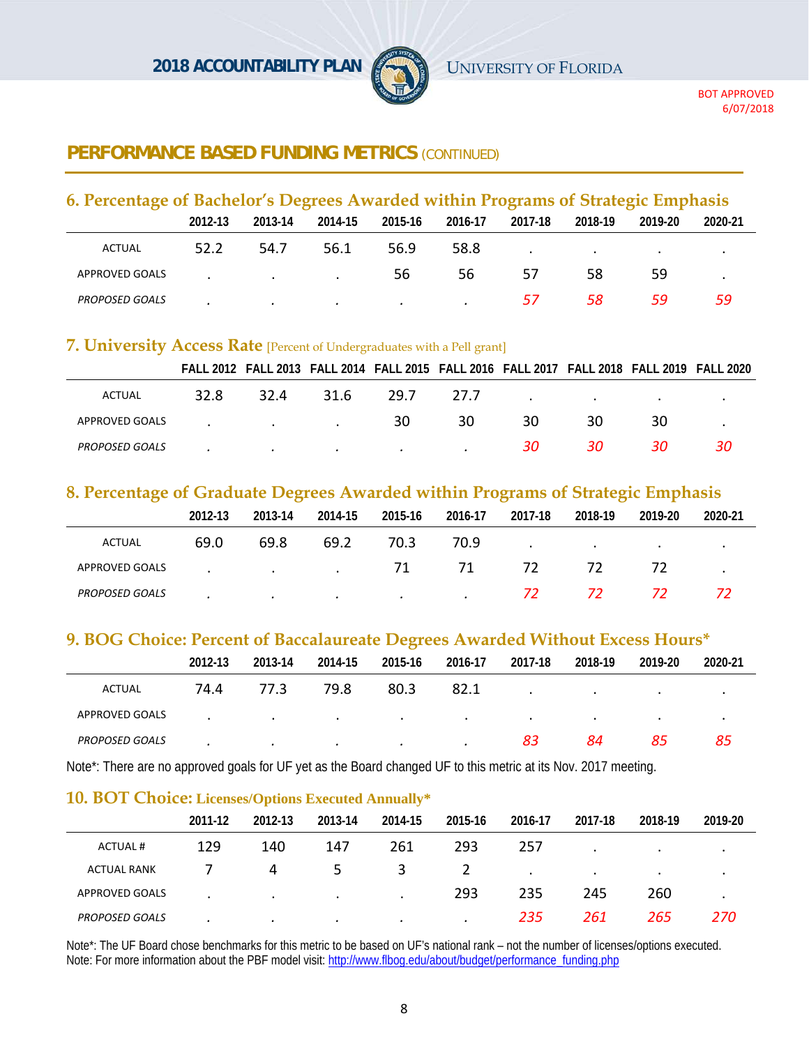## PERFORMANCE BASED FUNDING METRICS (CONTINUED)

### 6. Percentage of Bachelor's Degrees Awarded within Programs of Strategic Emphasis

| | 2012-13 | 2013-14 | 2014-15 | 2015-16 | 2016-17 | 2017-18 | 2018-19 | 2019-20 | 2020-21 |
|---|---|---|---|---|---|---|---|---|---|
| ACTUAL | 52.2 | 54.7 | 56.1 | 56.9 | 58.8 | . | . | . | . |
| APPROVED GOALS | . | . | . | 56 | 56 | 57 | 58 | 59 | . |
| *PROPOSED GOALS* | . | . | . | . | . | *57* | *58* | *59* | *59* |

### 7. University Access Rate [Percent of Undergraduates with a Pell grant]

| | FALL 2012 | FALL 2013 | FALL 2014 | FALL 2015 | FALL 2016 | FALL 2017 | FALL 2018 | FALL 2019 | FALL 2020 |
|---|---|---|---|---|---|---|---|---|---|
| ACTUAL | 32.8 | 32.4 | 31.6 | 29.7 | 27.7 | . | . | . | . |
| APPROVED GOALS | . | . | . | 30 | 30 | 30 | 30 | 30 | . |
| *PROPOSED GOALS* | . | . | . | . | . | *30* | *30* | *30* | *30* |

### 8. Percentage of Graduate Degrees Awarded within Programs of Strategic Emphasis

| | 2012-13 | 2013-14 | 2014-15 | 2015-16 | 2016-17 | 2017-18 | 2018-19 | 2019-20 | 2020-21 |
|---|---|---|---|---|---|---|---|---|---|
| ACTUAL | 69.0 | 69.8 | 69.2 | 70.3 | 70.9 | . | . | . | . |
| APPROVED GOALS | . | . | . | 71 | 71 | 72 | 72 | 72 | . |
| *PROPOSED GOALS* | . | . | . | . | . | *72* | *72* | *72* | *72* |

### 9. BOG Choice: Percent of Baccalaureate Degrees Awarded Without Excess Hours*

| | 2012-13 | 2013-14 | 2014-15 | 2015-16 | 2016-17 | 2017-18 | 2018-19 | 2019-20 | 2020-21 |
|---|---|---|---|---|---|---|---|---|---|
| ACTUAL | 74.4 | 77.3 | 79.8 | 80.3 | 82.1 | . | . | . | . |
| APPROVED GOALS | . | . | . | . | . | . | . | . | . |
| *PROPOSED GOALS* | . | . | . | . | . | *83* | *84* | *85* | *85* |

Note*: There are no approved goals for UF yet as the Board changed UF to this metric at its Nov. 2017 meeting.

### 10. BOT Choice: Licenses/Options Executed Annually*

| | 2011-12 | 2012-13 | 2013-14 | 2014-15 | 2015-16 | 2016-17 | 2017-18 | 2018-19 | 2019-20 |
|---|---|---|---|---|---|---|---|---|---|
| ACTUAL # | 129 | 140 | 147 | 261 | 293 | 257 | . | . | . |
| ACTUAL RANK | 7 | 4 | 5 | 3 | 2 | . | . | . | . |
| APPROVED GOALS | . | . | . | . | 293 | 235 | 245 | 260 | . |
| *PROPOSED GOALS* | . | . | . | . | . | *235* | *261* | *265* | *270* |

Note*: The UF Board chose benchmarks for this metric to be based on UF's national rank – not the number of licenses/options executed.
Note: For more information about the PBF model visit: http://www.flbog.edu/about/budget/performance_funding.php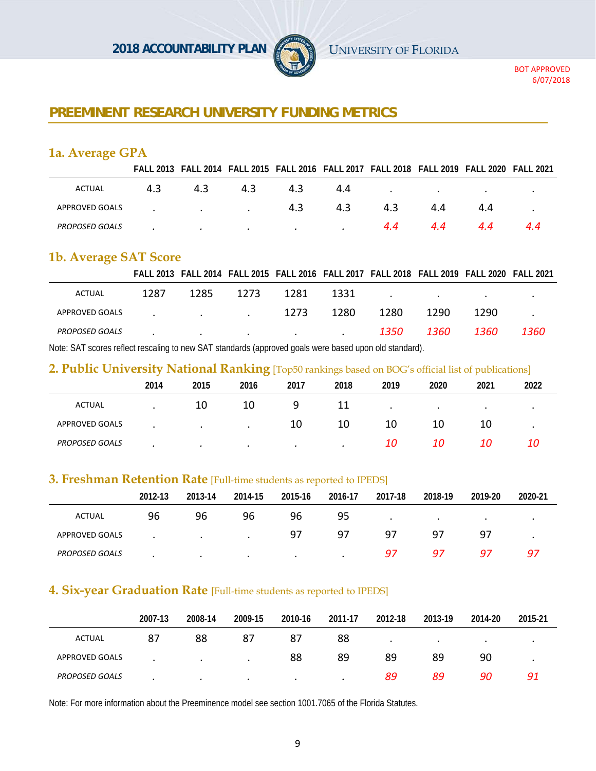## PREEMINENT RESEARCH UNIVERSITY FUNDING METRICS

### 1a. Average GPA

| | FALL 2013 | FALL 2014 | FALL 2015 | FALL 2016 | FALL 2017 | FALL 2018 | FALL 2019 | FALL 2020 | FALL 2021 |
|---|---|---|---|---|---|---|---|---|---|
| ACTUAL | 4.3 | 4.3 | 4.3 | 4.3 | 4.4 | . | . | . | . |
| APPROVED GOALS | . | . | . | 4.3 | 4.3 | 4.3 | 4.4 | 4.4 | . |
| *PROPOSED GOALS* | . | . | . | . | . | *4.4* | *4.4* | *4.4* | *4.4* |

### 1b. Average SAT Score

| | FALL 2013 | FALL 2014 | FALL 2015 | FALL 2016 | FALL 2017 | FALL 2018 | FALL 2019 | FALL 2020 | FALL 2021 |
|---|---|---|---|---|---|---|---|---|---|
| ACTUAL | 1287 | 1285 | 1273 | 1281 | 1331 | . | . | . | . |
| APPROVED GOALS | . | . | . | 1273 | 1280 | 1280 | 1290 | 1290 | . |
| *PROPOSED GOALS* | . | . | . | . | . | *1350* | *1360* | *1360* | *1360* |

Note: SAT scores reflect rescaling to new SAT standards (approved goals were based upon old standard).

### 2. Public University National Ranking [Top50 rankings based on BOG's official list of publications]

| | 2014 | 2015 | 2016 | 2017 | 2018 | 2019 | 2020 | 2021 | 2022 |
|---|---|---|---|---|---|---|---|---|---|
| ACTUAL | . | 10 | 10 | 9 | 11 | . | . | . | . |
| APPROVED GOALS | . | . | . | 10 | 10 | 10 | 10 | 10 | . |
| *PROPOSED GOALS* | . | . | . | . | . | *10* | *10* | *10* | *10* |

### 3. Freshman Retention Rate [Full-time students as reported to IPEDS]

| | 2012-13 | 2013-14 | 2014-15 | 2015-16 | 2016-17 | 2017-18 | 2018-19 | 2019-20 | 2020-21 |
|---|---|---|---|---|---|---|---|---|---|
| ACTUAL | 96 | 96 | 96 | 96 | 95 | . | . | . | . |
| APPROVED GOALS | . | . | . | 97 | 97 | 97 | 97 | 97 | . |
| *PROPOSED GOALS* | . | . | . | . | . | *97* | *97* | *97* | *97* |

### 4. Six-year Graduation Rate [Full-time students as reported to IPEDS]

| | 2007-13 | 2008-14 | 2009-15 | 2010-16 | 2011-17 | 2012-18 | 2013-19 | 2014-20 | 2015-21 |
|---|---|---|---|---|---|---|---|---|---|
| ACTUAL | 87 | 88 | 87 | 87 | 88 | . | . | . | . |
| APPROVED GOALS | . | . | . | 88 | 89 | 89 | 89 | 90 | . |
| *PROPOSED GOALS* | . | . | . | . | . | *89* | *89* | *90* | *91* |

Note: For more information about the Preeminence model see section 1001.7065 of the Florida Statutes.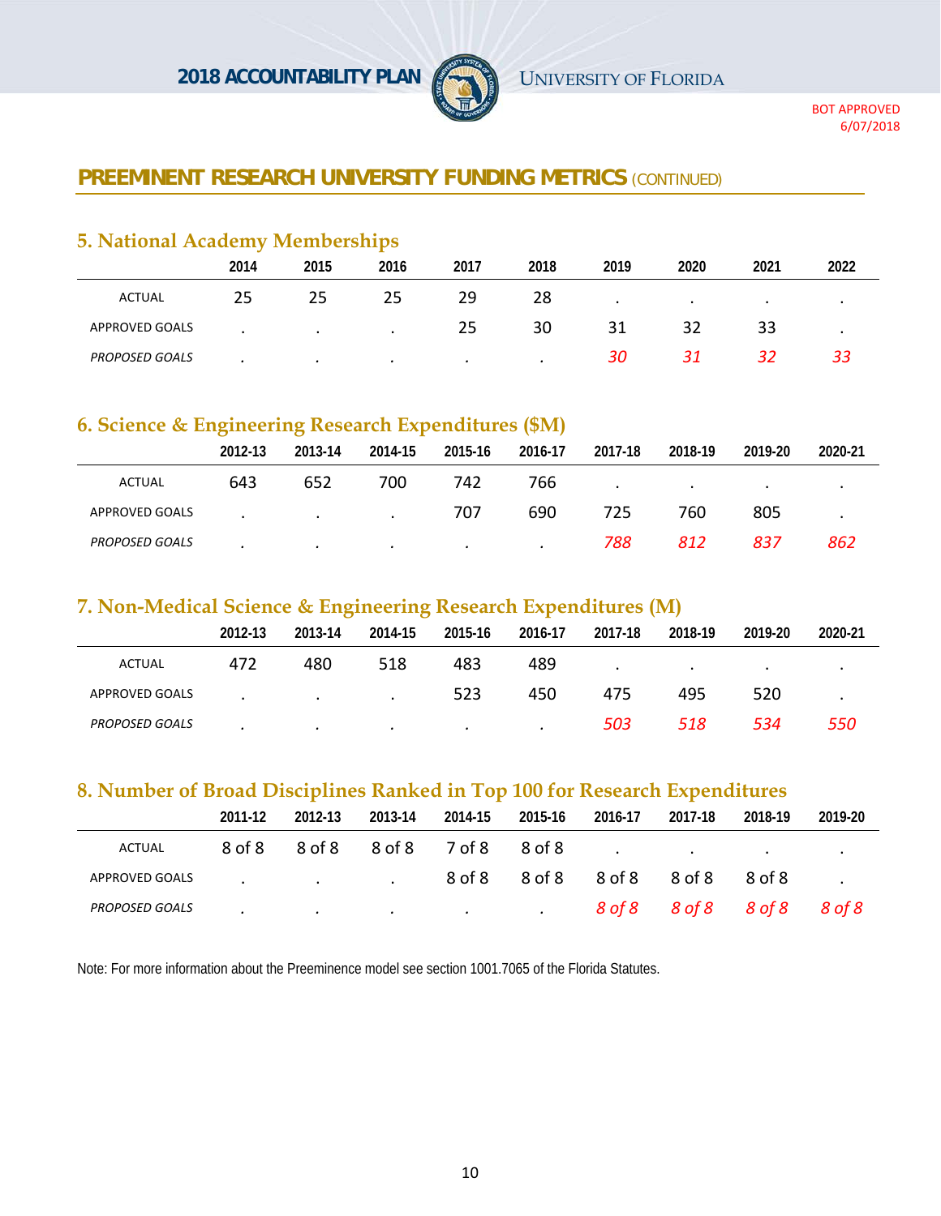BOT APPROVED 6/07/2018

## PREEMINENT RESEARCH UNIVERSITY FUNDING METRICS (CONTINUED)

### 5. National Academy Memberships

| | 2014 | 2015 | 2016 | 2017 | 2018 | 2019 | 2020 | 2021 | 2022 |
|---|---|---|---|---|---|---|---|---|---|
| ACTUAL | 25 | 25 | 25 | 29 | 28 | . | . | . | . |
| APPROVED GOALS | . | . | . | 25 | 30 | 31 | 32 | 33 | . |
| *PROPOSED GOALS* | . | . | . | . | . | *30* | *31* | *32* | *33* |

### 6. Science & Engineering Research Expenditures ($M)

| | 2012-13 | 2013-14 | 2014-15 | 2015-16 | 2016-17 | 2017-18 | 2018-19 | 2019-20 | 2020-21 |
|---|---|---|---|---|---|---|---|---|---|
| ACTUAL | 643 | 652 | 700 | 742 | 766 | . | . | . | . |
| APPROVED GOALS | . | . | . | 707 | 690 | 725 | 760 | 805 | . |
| *PROPOSED GOALS* | . | . | . | . | . | *788* | *812* | *837* | *862* |

### 7. Non-Medical Science & Engineering Research Expenditures (M)

| | 2012-13 | 2013-14 | 2014-15 | 2015-16 | 2016-17 | 2017-18 | 2018-19 | 2019-20 | 2020-21 |
|---|---|---|---|---|---|---|---|---|---|
| ACTUAL | 472 | 480 | 518 | 483 | 489 | . | . | . | . |
| APPROVED GOALS | . | . | . | 523 | 450 | 475 | 495 | 520 | . |
| *PROPOSED GOALS* | . | . | . | . | . | *503* | *518* | *534* | *550* |

### 8. Number of Broad Disciplines Ranked in Top 100 for Research Expenditures

| | 2011-12 | 2012-13 | 2013-14 | 2014-15 | 2015-16 | 2016-17 | 2017-18 | 2018-19 | 2019-20 |
|---|---|---|---|---|---|---|---|---|---|
| ACTUAL | 8 of 8 | 8 of 8 | 8 of 8 | 7 of 8 | 8 of 8 | . | . | . | . |
| APPROVED GOALS | . | . | . | 8 of 8 | 8 of 8 | 8 of 8 | 8 of 8 | 8 of 8 | . |
| *PROPOSED GOALS* | . | . | . | . | . | *8 of 8* | *8 of 8* | *8 of 8* | *8 of 8* |

Note: For more information about the Preeminence model see section 1001.7065 of the Florida Statutes.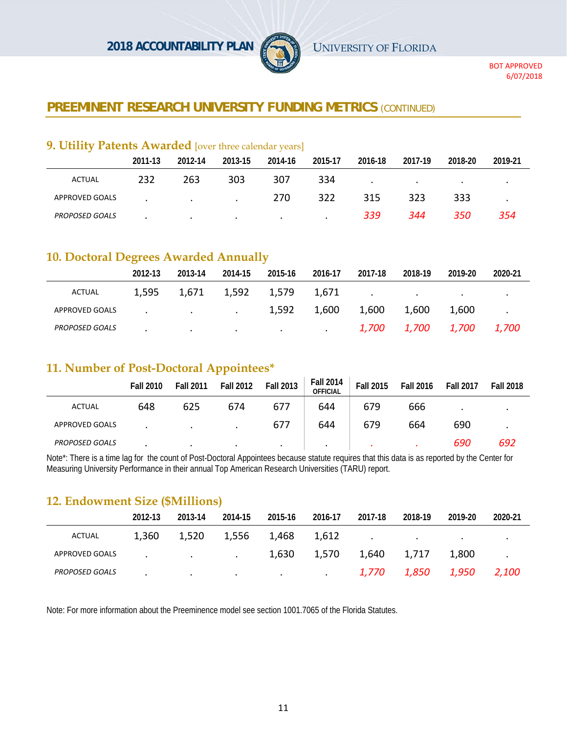BOT APPROVED
6/07/2018

## PREEMINENT RESEARCH UNIVERSITY FUNDING METRICS (CONTINUED)

### 9. Utility Patents Awarded [over three calendar years]

| | 2011-13 | 2012-14 | 2013-15 | 2014-16 | 2015-17 | 2016-18 | 2017-19 | 2018-20 | 2019-21 |
|---|---|---|---|---|---|---|---|---|---|
| ACTUAL | 232 | 263 | 303 | 307 | 334 | . | . | . | . |
| APPROVED GOALS | . | . | . | 270 | 322 | 315 | 323 | 333 | . |
| *PROPOSED GOALS* | . | . | . | . | . | *339* | *344* | *350* | *354* |

### 10. Doctoral Degrees Awarded Annually

| | 2012-13 | 2013-14 | 2014-15 | 2015-16 | 2016-17 | 2017-18 | 2018-19 | 2019-20 | 2020-21 |
|---|---|---|---|---|---|---|---|---|---|
| ACTUAL | 1,595 | 1,671 | 1,592 | 1,579 | 1,671 | . | . | . | . |
| APPROVED GOALS | . | . | . | 1,592 | 1,600 | 1,600 | 1,600 | 1,600 | . |
| *PROPOSED GOALS* | . | . | . | . | . | *1,700* | *1,700* | *1,700* | *1,700* |

### 11. Number of Post-Doctoral Appointees*

| | Fall 2010 | Fall 2011 | Fall 2012 | Fall 2013 | Fall 2014 OFFICIAL | Fall 2015 | Fall 2016 | Fall 2017 | Fall 2018 |
|---|---|---|---|---|---|---|---|---|---|
| ACTUAL | 648 | 625 | 674 | 677 | 644 | 679 | 666 | . | . |
| APPROVED GOALS | . | . | . | 677 | 644 | 679 | 664 | 690 | . |
| *PROPOSED GOALS* | . | . | . | . | . | . | . | *690* | *692* |

Note*: There is a time lag for the count of Post-Doctoral Appointees because statute requires that this data is as reported by the Center for Measuring University Performance in their annual Top American Research Universities (TARU) report.

### 12. Endowment Size ($Millions)

| | 2012-13 | 2013-14 | 2014-15 | 2015-16 | 2016-17 | 2017-18 | 2018-19 | 2019-20 | 2020-21 |
|---|---|---|---|---|---|---|---|---|---|
| ACTUAL | 1,360 | 1,520 | 1,556 | 1,468 | 1,612 | . | . | . | . |
| APPROVED GOALS | . | . | . | 1,630 | 1,570 | 1,640 | 1,717 | 1,800 | . |
| *PROPOSED GOALS* | . | . | . | . | . | *1,770* | *1,850* | *1,950* | *2,100* |

Note: For more information about the Preeminence model see section 1001.7065 of the Florida Statutes.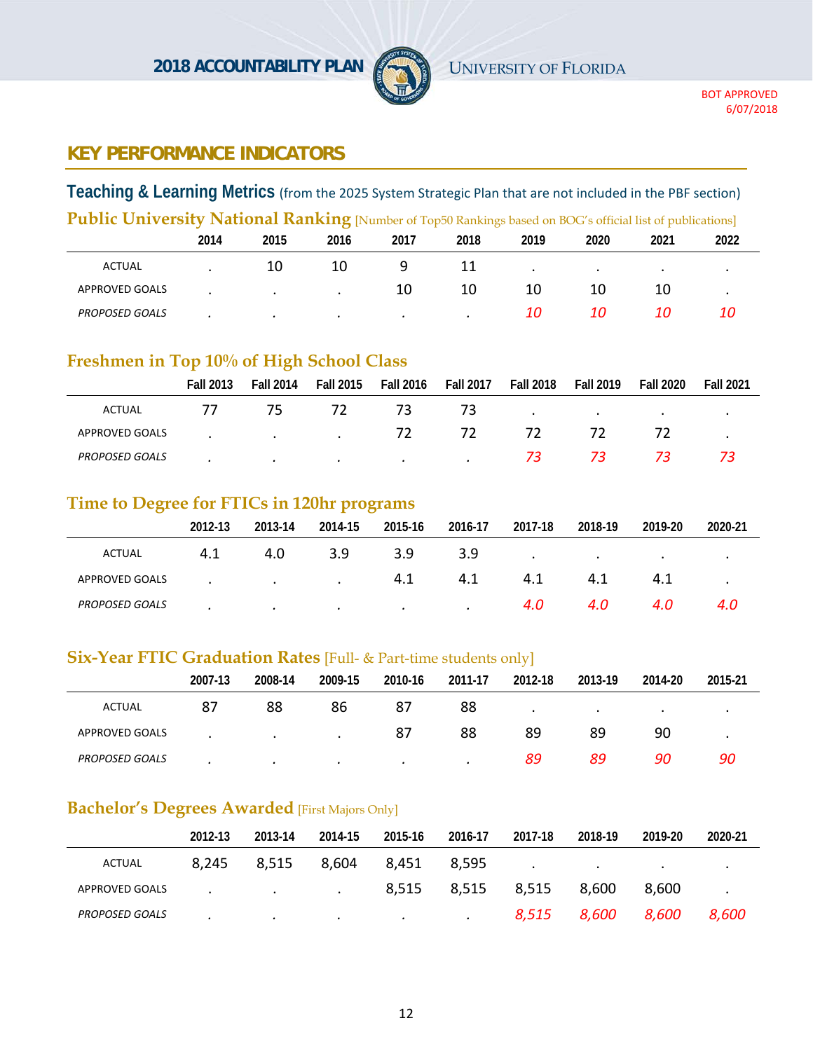## KEY PERFORMANCE INDICATORS

### Teaching & Learning Metrics (from the 2025 System Strategic Plan that are not included in the PBF section)

### Public University National Ranking [Number of Top50 Rankings based on BOG's official list of publications]

| | 2014 | 2015 | 2016 | 2017 | 2018 | 2019 | 2020 | 2021 | 2022 |
|---|---|---|---|---|---|---|---|---|---|
| ACTUAL | . | 10 | 10 | 9 | 11 | . | . | . | . |
| APPROVED GOALS | . | . | . | 10 | 10 | 10 | 10 | 10 | . |
| *PROPOSED GOALS* | . | . | . | . | . | *10* | *10* | *10* | *10* |

### Freshmen in Top 10% of High School Class

| | Fall 2013 | Fall 2014 | Fall 2015 | Fall 2016 | Fall 2017 | Fall 2018 | Fall 2019 | Fall 2020 | Fall 2021 |
|---|---|---|---|---|---|---|---|---|---|
| ACTUAL | 77 | 75 | 72 | 73 | 73 | . | . | . | . |
| APPROVED GOALS | . | . | . | 72 | 72 | 72 | 72 | 72 | . |
| *PROPOSED GOALS* | . | . | . | . | . | *73* | *73* | *73* | *73* |

### Time to Degree for FTICs in 120hr programs

| | 2012-13 | 2013-14 | 2014-15 | 2015-16 | 2016-17 | 2017-18 | 2018-19 | 2019-20 | 2020-21 |
|---|---|---|---|---|---|---|---|---|---|
| ACTUAL | 4.1 | 4.0 | 3.9 | 3.9 | 3.9 | . | . | . | . |
| APPROVED GOALS | . | . | . | 4.1 | 4.1 | 4.1 | 4.1 | 4.1 | . |
| *PROPOSED GOALS* | . | . | . | . | . | *4.0* | *4.0* | *4.0* | *4.0* |

### Six-Year FTIC Graduation Rates [Full- & Part-time students only]

| | 2007-13 | 2008-14 | 2009-15 | 2010-16 | 2011-17 | 2012-18 | 2013-19 | 2014-20 | 2015-21 |
|---|---|---|---|---|---|---|---|---|---|
| ACTUAL | 87 | 88 | 86 | 87 | 88 | . | . | . | . |
| APPROVED GOALS | . | . | . | 87 | 88 | 89 | 89 | 90 | . |
| *PROPOSED GOALS* | . | . | . | . | . | *89* | *89* | *90* | *90* |

### Bachelor's Degrees Awarded [First Majors Only]

| | 2012-13 | 2013-14 | 2014-15 | 2015-16 | 2016-17 | 2017-18 | 2018-19 | 2019-20 | 2020-21 |
|---|---|---|---|---|---|---|---|---|---|
| ACTUAL | 8,245 | 8,515 | 8,604 | 8,451 | 8,595 | . | . | . | . |
| APPROVED GOALS | . | . | . | 8,515 | 8,515 | 8,515 | 8,600 | 8,600 | . |
| *PROPOSED GOALS* | . | . | . | . | . | *8,515* | *8,600* | *8,600* | *8,600* |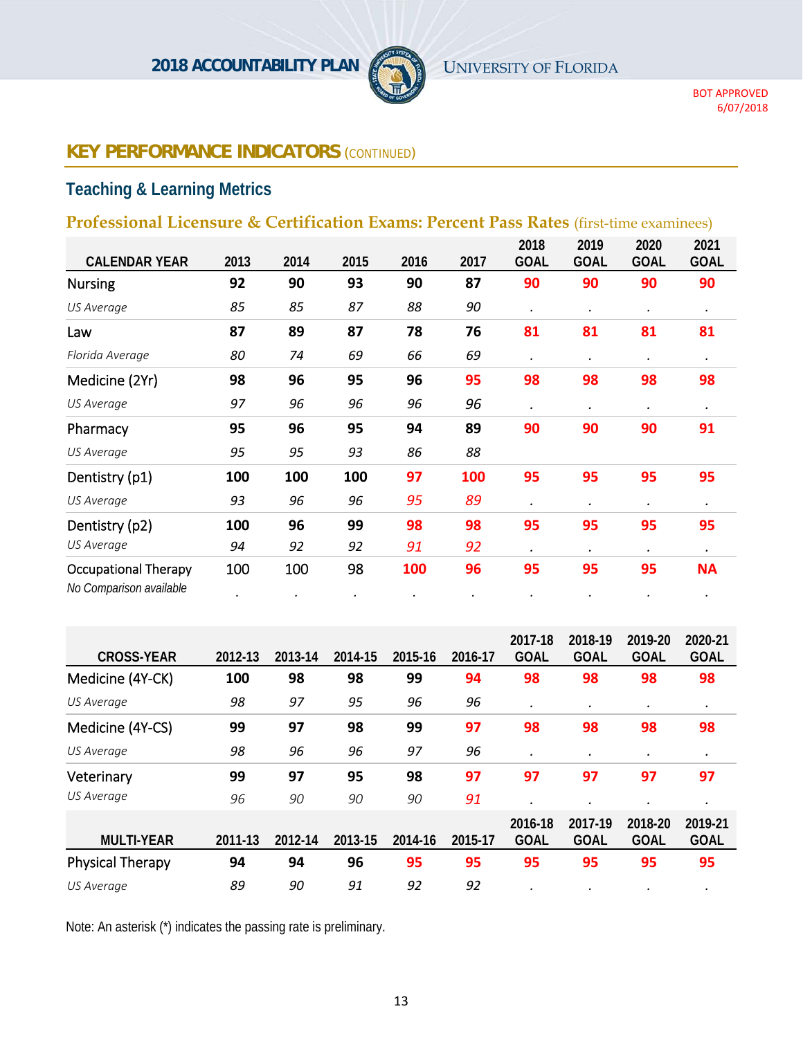## KEY PERFORMANCE INDICATORS (CONTINUED)

### Teaching & Learning Metrics

#### Professional Licensure & Certification Exams: Percent Pass Rates (first-time examinees)

| CALENDAR YEAR | 2013 | 2014 | 2015 | 2016 | 2017 | 2018 GOAL | 2019 GOAL | 2020 GOAL | 2021 GOAL |
|---|---|---|---|---|---|---|---|---|---|
| Nursing | **92** | **90** | **93** | **90** | **87** | **90** | **90** | **90** | **90** |
| *US Average* | *85* | *85* | *87* | *88* | *90* | . | . | . | . |
| Law | **87** | **89** | **87** | **78** | **76** | **81** | **81** | **81** | **81** |
| *Florida Average* | *80* | *74* | *69* | *66* | *69* | . | . | . | . |
| Medicine (2Yr) | **98** | **96** | **95** | **96** | **95** | **98** | **98** | **98** | **98** |
| *US Average* | *97* | *96* | *96* | *96* | *96* | . | . | . | . |
| Pharmacy | **95** | **96** | **95** | **94** | **89** | **90** | **90** | **90** | **91** |
| *US Average* | *95* | *95* | *93* | *86* | *88* | | | | |
| Dentistry (p1) | **100** | **100** | **100** | **97** | **100** | **95** | **95** | **95** | **95** |
| *US Average* | *93* | *96* | *96* | *95* | *89* | . | . | . | . |
| Dentistry (p2) | **100** | **96** | **99** | **98** | **98** | **95** | **95** | **95** | **95** |
| *US Average* | *94* | *92* | *92* | *91* | *92* | . | . | . | . |
| Occupational Therapy | 100 | 100 | 98 | **100** | **96** | **95** | **95** | **95** | **NA** |
| *No Comparison available* | . | . | . | . | . | . | . | . | . |

| CROSS-YEAR | 2012-13 | 2013-14 | 2014-15 | 2015-16 | 2016-17 | 2017-18 GOAL | 2018-19 GOAL | 2019-20 GOAL | 2020-21 GOAL |
|---|---|---|---|---|---|---|---|---|---|
| Medicine (4Y-CK) | **100** | **98** | **98** | **99** | **94** | **98** | **98** | **98** | **98** |
| *US Average* | *98* | *97* | *95* | *96* | *96* | . | . | . | . |
| Medicine (4Y-CS) | **99** | **97** | **98** | **99** | **97** | **98** | **98** | **98** | **98** |
| *US Average* | *98* | *96* | *96* | *97* | *96* | . | . | . | . |
| Veterinary | **99** | **97** | **95** | **98** | **97** | **97** | **97** | **97** | **97** |
| *US Average* | *96* | *90* | *90* | *90* | *91* | . | . | . | . |

| MULTI-YEAR | 2011-13 | 2012-14 | 2013-15 | 2014-16 | 2015-17 | 2016-18 GOAL | 2017-19 GOAL | 2018-20 GOAL | 2019-21 GOAL |
|---|---|---|---|---|---|---|---|---|---|
| Physical Therapy | **94** | **94** | **96** | **95** | **95** | **95** | **95** | **95** | **95** |
| *US Average* | *89* | *90* | *91* | *92* | *92* | . | . | . | . |

Note: An asterisk (*) indicates the passing rate is preliminary.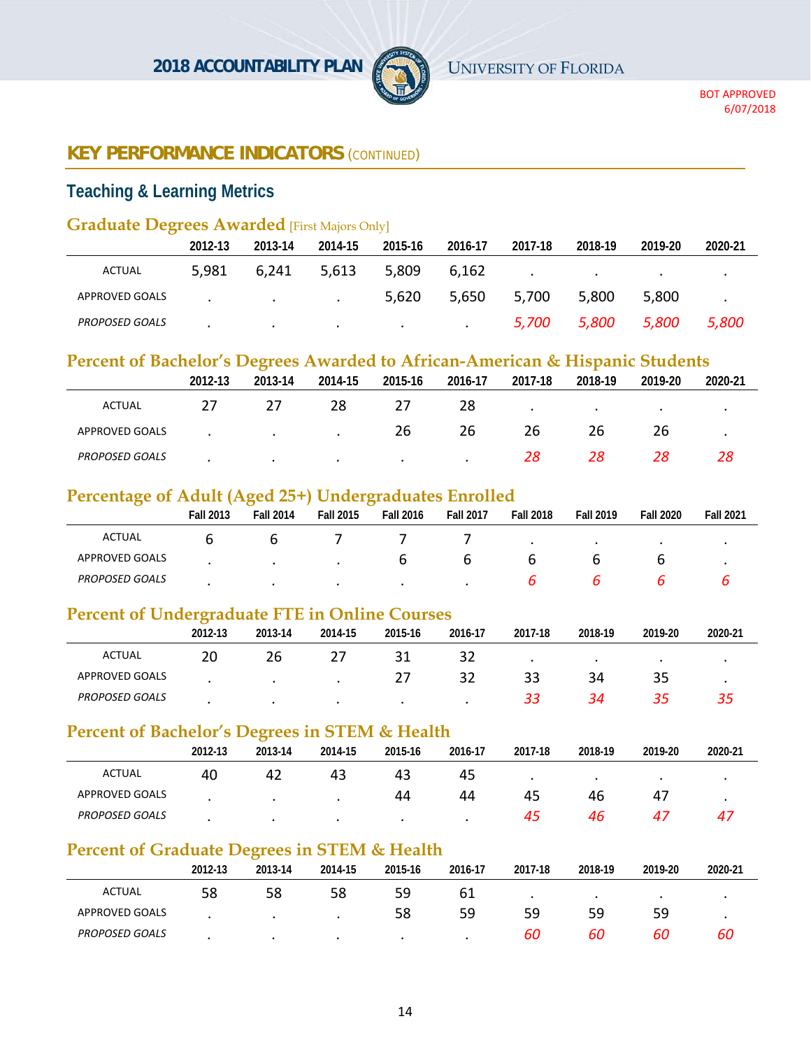## KEY PERFORMANCE INDICATORS (CONTINUED)

### Teaching & Learning Metrics

#### Graduate Degrees Awarded [First Majors Only]

| | 2012-13 | 2013-14 | 2014-15 | 2015-16 | 2016-17 | 2017-18 | 2018-19 | 2019-20 | 2020-21 |
|---|---|---|---|---|---|---|---|---|---|
| ACTUAL | 5,981 | 6,241 | 5,613 | 5,809 | 6,162 | . | . | . | . |
| APPROVED GOALS | . | . | . | 5,620 | 5,650 | 5,700 | 5,800 | 5,800 | . |
| *PROPOSED GOALS* | . | . | . | . | . | *5,700* | *5,800* | *5,800* | *5,800* |

#### Percent of Bachelor's Degrees Awarded to African-American & Hispanic Students

| | 2012-13 | 2013-14 | 2014-15 | 2015-16 | 2016-17 | 2017-18 | 2018-19 | 2019-20 | 2020-21 |
|---|---|---|---|---|---|---|---|---|---|
| ACTUAL | 27 | 27 | 28 | 27 | 28 | . | . | . | . |
| APPROVED GOALS | . | . | . | 26 | 26 | 26 | 26 | 26 | . |
| *PROPOSED GOALS* | . | . | . | . | . | *28* | *28* | *28* | *28* |

#### Percentage of Adult (Aged 25+) Undergraduates Enrolled

| | Fall 2013 | Fall 2014 | Fall 2015 | Fall 2016 | Fall 2017 | Fall 2018 | Fall 2019 | Fall 2020 | Fall 2021 |
|---|---|---|---|---|---|---|---|---|---|
| ACTUAL | 6 | 6 | 7 | 7 | 7 | . | . | . | . |
| APPROVED GOALS | . | . | . | 6 | 6 | 6 | 6 | 6 | . |
| *PROPOSED GOALS* | . | . | . | . | . | *6* | *6* | *6* | *6* |

#### Percent of Undergraduate FTE in Online Courses

| | 2012-13 | 2013-14 | 2014-15 | 2015-16 | 2016-17 | 2017-18 | 2018-19 | 2019-20 | 2020-21 |
|---|---|---|---|---|---|---|---|---|---|
| ACTUAL | 20 | 26 | 27 | 31 | 32 | . | . | . | . |
| APPROVED GOALS | . | . | . | 27 | 32 | 33 | 34 | 35 | . |
| *PROPOSED GOALS* | . | . | . | . | . | *33* | *34* | *35* | *35* |

#### Percent of Bachelor's Degrees in STEM & Health

| | 2012-13 | 2013-14 | 2014-15 | 2015-16 | 2016-17 | 2017-18 | 2018-19 | 2019-20 | 2020-21 |
|---|---|---|---|---|---|---|---|---|---|
| ACTUAL | 40 | 42 | 43 | 43 | 45 | . | . | . | . |
| APPROVED GOALS | . | . | . | 44 | 44 | 45 | 46 | 47 | . |
| *PROPOSED GOALS* | . | . | . | . | . | *45* | *46* | *47* | *47* |

#### Percent of Graduate Degrees in STEM & Health

| | 2012-13 | 2013-14 | 2014-15 | 2015-16 | 2016-17 | 2017-18 | 2018-19 | 2019-20 | 2020-21 |
|---|---|---|---|---|---|---|---|---|---|
| ACTUAL | 58 | 58 | 58 | 59 | 61 | . | . | . | . |
| APPROVED GOALS | . | . | . | 58 | 59 | 59 | 59 | 59 | . |
| *PROPOSED GOALS* | . | . | . | . | . | *60* | *60* | *60* | *60* |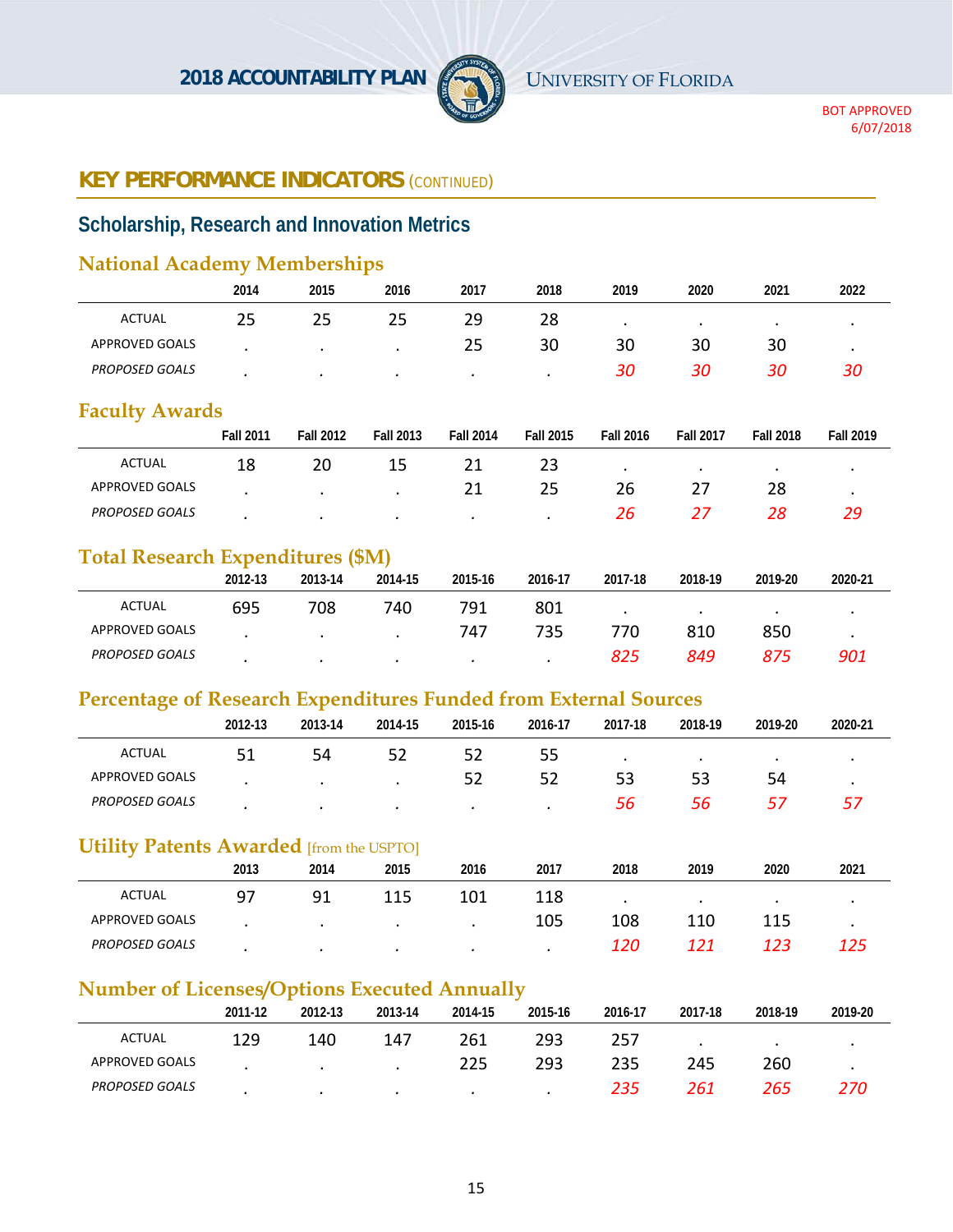## KEY PERFORMANCE INDICATORS (CONTINUED)

### Scholarship, Research and Innovation Metrics

#### National Academy Memberships

| | 2014 | 2015 | 2016 | 2017 | 2018 | 2019 | 2020 | 2021 | 2022 |
|---|---|---|---|---|---|---|---|---|---|
| ACTUAL | 25 | 25 | 25 | 29 | 28 | . | . | . | . |
| APPROVED GOALS | . | . | . | 25 | 30 | 30 | 30 | 30 | . |
| *PROPOSED GOALS* | . | . | . | . | . | *30* | *30* | *30* | *30* |

#### Faculty Awards

| | Fall 2011 | Fall 2012 | Fall 2013 | Fall 2014 | Fall 2015 | Fall 2016 | Fall 2017 | Fall 2018 | Fall 2019 |
|---|---|---|---|---|---|---|---|---|---|
| ACTUAL | 18 | 20 | 15 | 21 | 23 | . | . | . | . |
| APPROVED GOALS | . | . | . | 21 | 25 | 26 | 27 | 28 | . |
| *PROPOSED GOALS* | . | . | . | . | . | *26* | *27* | *28* | *29* |

#### Total Research Expenditures ($M)

| | 2012-13 | 2013-14 | 2014-15 | 2015-16 | 2016-17 | 2017-18 | 2018-19 | 2019-20 | 2020-21 |
|---|---|---|---|---|---|---|---|---|---|
| ACTUAL | 695 | 708 | 740 | 791 | 801 | . | . | . | . |
| APPROVED GOALS | . | . | . | 747 | 735 | 770 | 810 | 850 | . |
| *PROPOSED GOALS* | . | . | . | . | . | *825* | *849* | *875* | *901* |

#### Percentage of Research Expenditures Funded from External Sources

| | 2012-13 | 2013-14 | 2014-15 | 2015-16 | 2016-17 | 2017-18 | 2018-19 | 2019-20 | 2020-21 |
|---|---|---|---|---|---|---|---|---|---|
| ACTUAL | 51 | 54 | 52 | 52 | 55 | . | . | . | . |
| APPROVED GOALS | . | . | . | 52 | 52 | 53 | 53 | 54 | . |
| *PROPOSED GOALS* | . | . | . | . | . | *56* | *56* | *57* | *57* |

#### Utility Patents Awarded [from the USPTO]

| | 2013 | 2014 | 2015 | 2016 | 2017 | 2018 | 2019 | 2020 | 2021 |
|---|---|---|---|---|---|---|---|---|---|
| ACTUAL | 97 | 91 | 115 | 101 | 118 | . | . | . | . |
| APPROVED GOALS | . | . | . | . | 105 | 108 | 110 | 115 | . |
| *PROPOSED GOALS* | . | . | . | . | . | *120* | *121* | *123* | *125* |

#### Number of Licenses/Options Executed Annually

| | 2011-12 | 2012-13 | 2013-14 | 2014-15 | 2015-16 | 2016-17 | 2017-18 | 2018-19 | 2019-20 |
|---|---|---|---|---|---|---|---|---|---|
| ACTUAL | 129 | 140 | 147 | 261 | 293 | 257 | . | . | . |
| APPROVED GOALS | . | . | . | 225 | 293 | 235 | 245 | 260 | . |
| *PROPOSED GOALS* | . | . | . | . | . | *235* | *261* | *265* | *270* |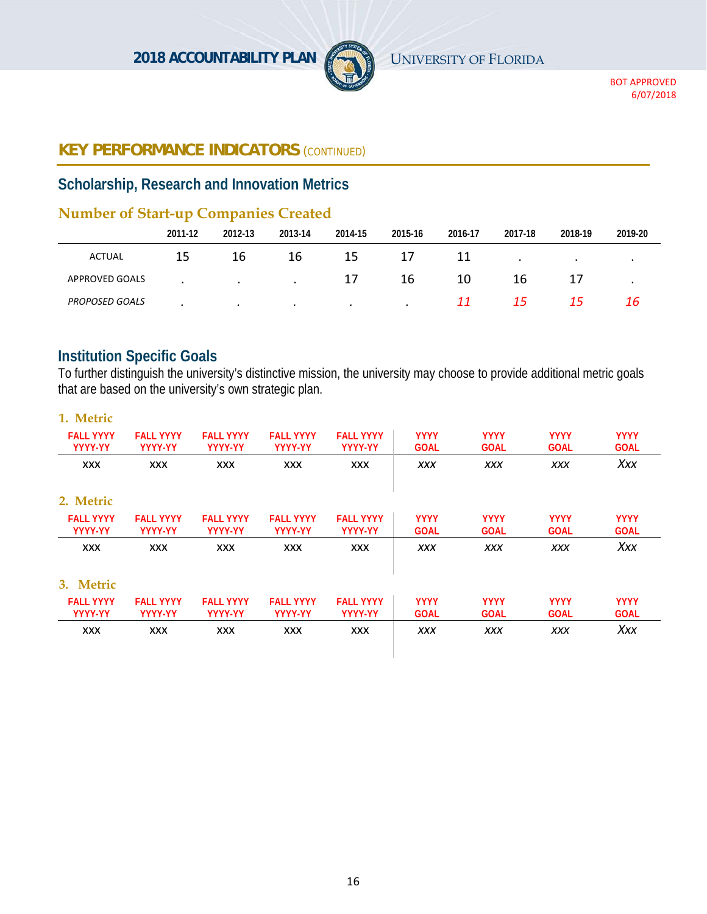## KEY PERFORMANCE INDICATORS (CONTINUED)

### Scholarship, Research and Innovation Metrics

#### Number of Start-up Companies Created

| | 2011-12 | 2012-13 | 2013-14 | 2014-15 | 2015-16 | 2016-17 | 2017-18 | 2018-19 | 2019-20 |
|---|---|---|---|---|---|---|---|---|---|
| ACTUAL | 15 | 16 | 16 | 15 | 17 | 11 | . | . | . |
| APPROVED GOALS | . | . | . | 17 | 16 | 10 | 16 | 17 | . |
| *PROPOSED GOALS* | . | . | . | . | . | *11* | *15* | *15* | *16* |

### Institution Specific Goals

To further distinguish the university's distinctive mission, the university may choose to provide additional metric goals that are based on the university's own strategic plan.

#### 1. Metric

| FALL YYYY YYYY-YY | FALL YYYY YYYY-YY | FALL YYYY YYYY-YY | FALL YYYY YYYY-YY | FALL YYYY YYYY-YY | YYYY GOAL | YYYY GOAL | YYYY GOAL | YYYY GOAL |
|---|---|---|---|---|---|---|---|---|
| xxx | xxx | xxx | xxx | xxx | *xxx* | *xxx* | *xxx* | *Xxx* |

#### 2. Metric

| FALL YYYY YYYY-YY | FALL YYYY YYYY-YY | FALL YYYY YYYY-YY | FALL YYYY YYYY-YY | FALL YYYY YYYY-YY | YYYY GOAL | YYYY GOAL | YYYY GOAL | YYYY GOAL |
|---|---|---|---|---|---|---|---|---|
| xxx | xxx | xxx | xxx | xxx | *xxx* | *xxx* | *xxx* | *Xxx* |

#### 3. Metric

| FALL YYYY YYYY-YY | FALL YYYY YYYY-YY | FALL YYYY YYYY-YY | FALL YYYY YYYY-YY | FALL YYYY YYYY-YY | YYYY GOAL | YYYY GOAL | YYYY GOAL | YYYY GOAL |
|---|---|---|---|---|---|---|---|---|
| xxx | xxx | xxx | xxx | xxx | *xxx* | *xxx* | *xxx* | *Xxx* |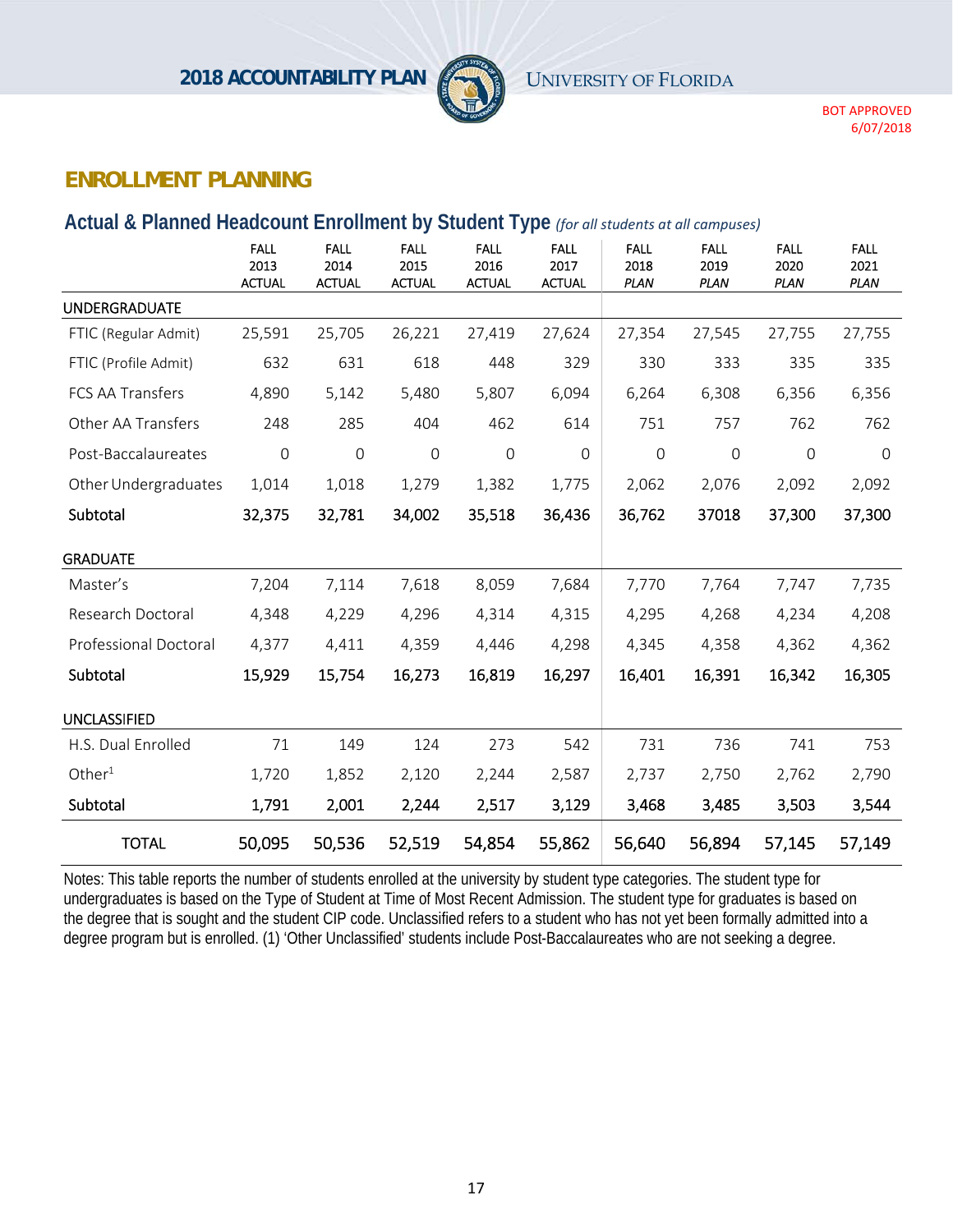## ENROLLMENT PLANNING

### Actual & Planned Headcount Enrollment by Student Type *(for all students at all campuses)*

| | FALL 2013 ACTUAL | FALL 2014 ACTUAL | FALL 2015 ACTUAL | FALL 2016 ACTUAL | FALL 2017 ACTUAL | FALL 2018 *PLAN* | FALL 2019 *PLAN* | FALL 2020 *PLAN* | FALL 2021 *PLAN* |
|---|---|---|---|---|---|---|---|---|---|
| UNDERGRADUATE | | | | | | | | | |
| FTIC (Regular Admit) | 25,591 | 25,705 | 26,221 | 27,419 | 27,624 | 27,354 | 27,545 | 27,755 | 27,755 |
| FTIC (Profile Admit) | 632 | 631 | 618 | 448 | 329 | 330 | 333 | 335 | 335 |
| FCS AA Transfers | 4,890 | 5,142 | 5,480 | 5,807 | 6,094 | 6,264 | 6,308 | 6,356 | 6,356 |
| Other AA Transfers | 248 | 285 | 404 | 462 | 614 | 751 | 757 | 762 | 762 |
| Post-Baccalaureates | 0 | 0 | 0 | 0 | 0 | 0 | 0 | 0 | 0 |
| Other Undergraduates | 1,014 | 1,018 | 1,279 | 1,382 | 1,775 | 2,062 | 2,076 | 2,092 | 2,092 |
| **Subtotal** | **32,375** | **32,781** | **34,002** | **35,518** | **36,436** | **36,762** | **37018** | **37,300** | **37,300** |
| GRADUATE | | | | | | | | | |
| Master's | 7,204 | 7,114 | 7,618 | 8,059 | 7,684 | 7,770 | 7,764 | 7,747 | 7,735 |
| Research Doctoral | 4,348 | 4,229 | 4,296 | 4,314 | 4,315 | 4,295 | 4,268 | 4,234 | 4,208 |
| Professional Doctoral | 4,377 | 4,411 | 4,359 | 4,446 | 4,298 | 4,345 | 4,358 | 4,362 | 4,362 |
| **Subtotal** | **15,929** | **15,754** | **16,273** | **16,819** | **16,297** | **16,401** | **16,391** | **16,342** | **16,305** |
| UNCLASSIFIED | | | | | | | | | |
| H.S. Dual Enrolled | 71 | 149 | 124 | 273 | 542 | 731 | 736 | 741 | 753 |
| Other[1] | 1,720 | 1,852 | 2,120 | 2,244 | 2,587 | 2,737 | 2,750 | 2,762 | 2,790 |
| **Subtotal** | **1,791** | **2,001** | **2,244** | **2,517** | **3,129** | **3,468** | **3,485** | **3,503** | **3,544** |
| TOTAL | 50,095 | 50,536 | 52,519 | 54,854 | 55,862 | 56,640 | 56,894 | 57,145 | 57,149 |

Notes: This table reports the number of students enrolled at the university by student type categories. The student type for undergraduates is based on the Type of Student at Time of Most Recent Admission. The student type for graduates is based on the degree that is sought and the student CIP code. Unclassified refers to a student who has not yet been formally admitted into a degree program but is enrolled. (1) 'Other Unclassified' students include Post-Baccalaureates who are not seeking a degree.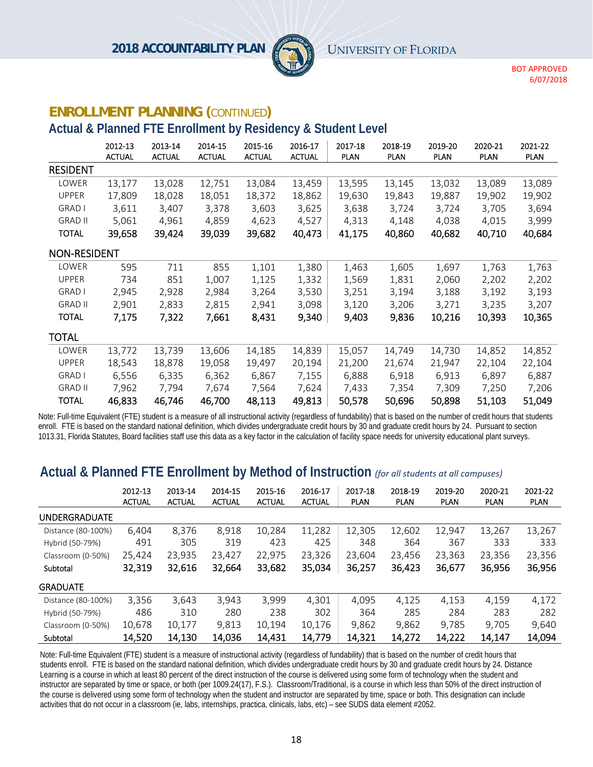BOT APPROVED 6/07/2018

## ENROLLMENT PLANNING (CONTINUED)

### Actual & Planned FTE Enrollment by Residency & Student Level

| | 2012-13 ACTUAL | 2013-14 ACTUAL | 2014-15 ACTUAL | 2015-16 ACTUAL | 2016-17 ACTUAL | 2017-18 PLAN | 2018-19 PLAN | 2019-20 PLAN | 2020-21 PLAN | 2021-22 PLAN |
|---|---|---|---|---|---|---|---|---|---|---|
| **RESIDENT** | | | | | | | | | | |
| LOWER | 13,177 | 13,028 | 12,751 | 13,084 | 13,459 | 13,595 | 13,145 | 13,032 | 13,089 | 13,089 |
| UPPER | 17,809 | 18,028 | 18,051 | 18,372 | 18,862 | 19,630 | 19,843 | 19,887 | 19,902 | 19,902 |
| GRAD I | 3,611 | 3,407 | 3,378 | 3,603 | 3,625 | 3,638 | 3,724 | 3,724 | 3,705 | 3,694 |
| GRAD II | 5,061 | 4,961 | 4,859 | 4,623 | 4,527 | 4,313 | 4,148 | 4,038 | 4,015 | 3,999 |
| TOTAL | 39,658 | 39,424 | 39,039 | 39,682 | 40,473 | 41,175 | 40,860 | 40,682 | 40,710 | 40,684 |
| **NON-RESIDENT** | | | | | | | | | | |
| LOWER | 595 | 711 | 855 | 1,101 | 1,380 | 1,463 | 1,605 | 1,697 | 1,763 | 1,763 |
| UPPER | 734 | 851 | 1,007 | 1,125 | 1,332 | 1,569 | 1,831 | 2,060 | 2,202 | 2,202 |
| GRAD I | 2,945 | 2,928 | 2,984 | 3,264 | 3,530 | 3,251 | 3,194 | 3,188 | 3,192 | 3,193 |
| GRAD II | 2,901 | 2,833 | 2,815 | 2,941 | 3,098 | 3,120 | 3,206 | 3,271 | 3,235 | 3,207 |
| TOTAL | 7,175 | 7,322 | 7,661 | 8,431 | 9,340 | 9,403 | 9,836 | 10,216 | 10,393 | 10,365 |
| **TOTAL** | | | | | | | | | | |
| LOWER | 13,772 | 13,739 | 13,606 | 14,185 | 14,839 | 15,057 | 14,749 | 14,730 | 14,852 | 14,852 |
| UPPER | 18,543 | 18,878 | 19,058 | 19,497 | 20,194 | 21,200 | 21,674 | 21,947 | 22,104 | 22,104 |
| GRAD I | 6,556 | 6,335 | 6,362 | 6,867 | 7,155 | 6,888 | 6,918 | 6,913 | 6,897 | 6,887 |
| GRAD II | 7,962 | 7,794 | 7,674 | 7,564 | 7,624 | 7,433 | 7,354 | 7,309 | 7,250 | 7,206 |
| TOTAL | 46,833 | 46,746 | 46,700 | 48,113 | 49,813 | 50,578 | 50,696 | 50,898 | 51,103 | 51,049 |

Note: Full-time Equivalent (FTE) student is a measure of all instructional activity (regardless of fundability) that is based on the number of credit hours that students enroll. FTE is based on the standard national definition, which divides undergraduate credit hours by 30 and graduate credit hours by 24. Pursuant to section 1013.31, Florida Statutes, Board facilities staff use this data as a key factor in the calculation of facility space needs for university educational plant surveys.

### Actual & Planned FTE Enrollment by Method of Instruction *(for all students at all campuses)*

| | 2012-13 ACTUAL | 2013-14 ACTUAL | 2014-15 ACTUAL | 2015-16 ACTUAL | 2016-17 ACTUAL | 2017-18 PLAN | 2018-19 PLAN | 2019-20 PLAN | 2020-21 PLAN | 2021-22 PLAN |
|---|---|---|---|---|---|---|---|---|---|---|
| **UNDERGRADUATE** | | | | | | | | | | |
| Distance (80-100%) | 6,404 | 8,376 | 8,918 | 10,284 | 11,282 | 12,305 | 12,602 | 12,947 | 13,267 | 13,267 |
| Hybrid (50-79%) | 491 | 305 | 319 | 423 | 425 | 348 | 364 | 367 | 333 | 333 |
| Classroom (0-50%) | 25,424 | 23,935 | 23,427 | 22,975 | 23,326 | 23,604 | 23,456 | 23,363 | 23,356 | 23,356 |
| Subtotal | 32,319 | 32,616 | 32,664 | 33,682 | 35,034 | 36,257 | 36,423 | 36,677 | 36,956 | 36,956 |
| **GRADUATE** | | | | | | | | | | |
| Distance (80-100%) | 3,356 | 3,643 | 3,943 | 3,999 | 4,301 | 4,095 | 4,125 | 4,153 | 4,159 | 4,172 |
| Hybrid (50-79%) | 486 | 310 | 280 | 238 | 302 | 364 | 285 | 284 | 283 | 282 |
| Classroom (0-50%) | 10,678 | 10,177 | 9,813 | 10,194 | 10,176 | 9,862 | 9,862 | 9,785 | 9,705 | 9,640 |
| Subtotal | 14,520 | 14,130 | 14,036 | 14,431 | 14,779 | 14,321 | 14,272 | 14,222 | 14,147 | 14,094 |

Note: Full-time Equivalent (FTE) student is a measure of instructional activity (regardless of fundability) that is based on the number of credit hours that students enroll. FTE is based on the standard national definition, which divides undergraduate credit hours by 30 and graduate credit hours by 24. Distance Learning is a course in which at least 80 percent of the direct instruction of the course is delivered using some form of technology when the student and instructor are separated by time or space, or both (per 1009.24(17), F.S.). Classroom/Traditional, is a course in which less than 50% of the direct instruction of the course is delivered using some form of technology when the student and instructor are separated by time, space or both. This designation can include activities that do not occur in a classroom (ie, labs, internships, practica, clinicals, labs, etc) – see SUDS data element #2052.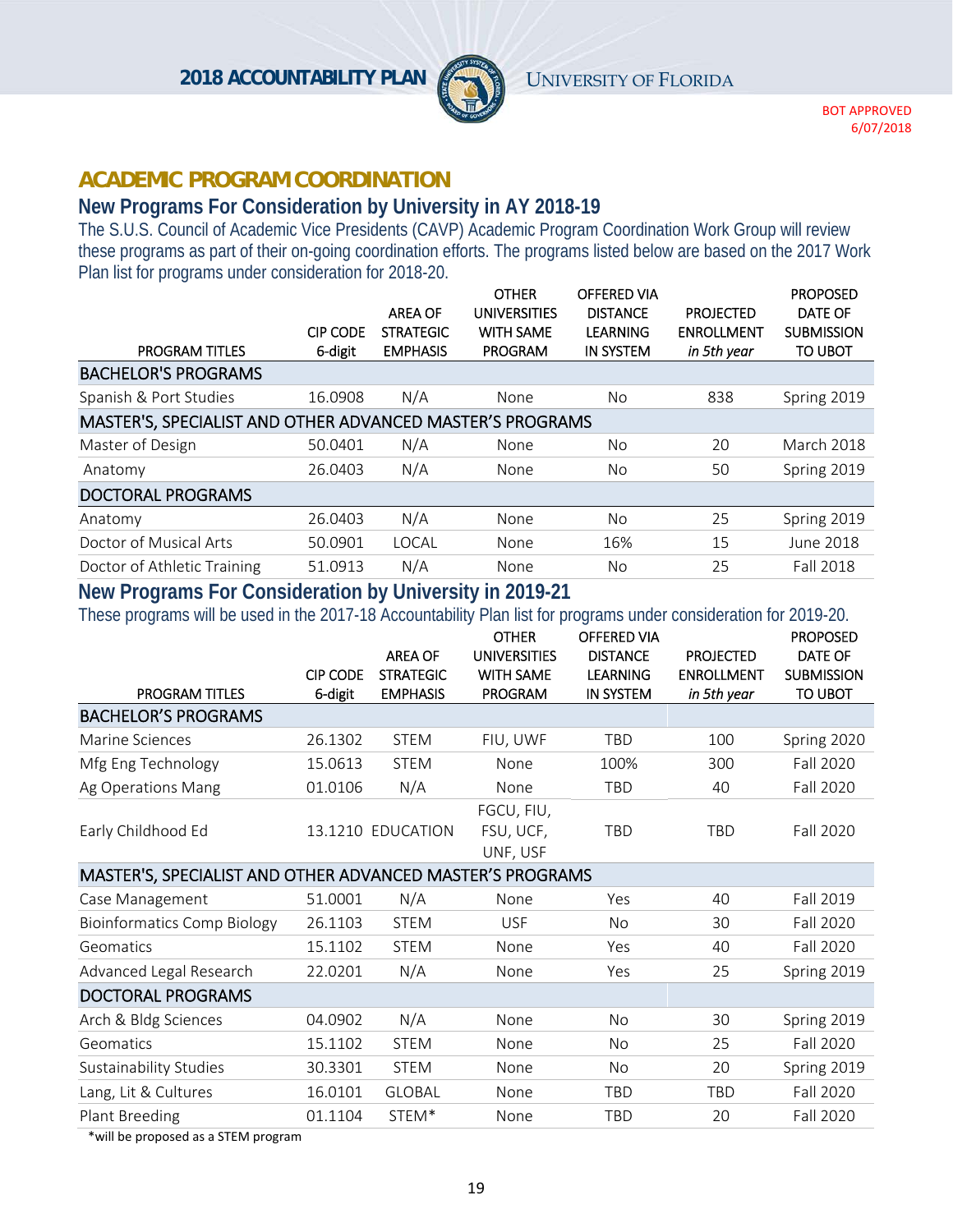BOT APPROVED
6/07/2018

## ACADEMIC PROGRAM COORDINATION

### New Programs For Consideration by University in AY 2018-19

The S.U.S. Council of Academic Vice Presidents (CAVP) Academic Program Coordination Work Group will review these programs as part of their on-going coordination efforts. The programs listed below are based on the 2017 Work Plan list for programs under consideration for 2018-20.

| PROGRAM TITLES | CIP CODE 6-digit | AREA OF STRATEGIC EMPHASIS | OTHER UNIVERSITIES WITH SAME PROGRAM | OFFERED VIA DISTANCE LEARNING IN SYSTEM | PROJECTED ENROLLMENT *in 5th year* | PROPOSED DATE OF SUBMISSION TO UBOT |
|---|---|---|---|---|---|---|
| **BACHELOR'S PROGRAMS** | | | | | | |
| Spanish & Port Studies | 16.0908 | N/A | None | No | 838 | Spring 2019 |
| **MASTER'S, SPECIALIST AND OTHER ADVANCED MASTER'S PROGRAMS** | | | | | | |
| Master of Design | 50.0401 | N/A | None | No | 20 | March 2018 |
| Anatomy | 26.0403 | N/A | None | No | 50 | Spring 2019 |
| **DOCTORAL PROGRAMS** | | | | | | |
| Anatomy | 26.0403 | N/A | None | No | 25 | Spring 2019 |
| Doctor of Musical Arts | 50.0901 | LOCAL | None | 16% | 15 | June 2018 |
| Doctor of Athletic Training | 51.0913 | N/A | None | No | 25 | Fall 2018 |

### New Programs For Consideration by University in 2019-21

These programs will be used in the 2017-18 Accountability Plan list for programs under consideration for 2019-20.

| PROGRAM TITLES | CIP CODE 6-digit | AREA OF STRATEGIC EMPHASIS | OTHER UNIVERSITIES WITH SAME PROGRAM | OFFERED VIA DISTANCE LEARNING IN SYSTEM | PROJECTED ENROLLMENT *in 5th year* | PROPOSED DATE OF SUBMISSION TO UBOT |
|---|---|---|---|---|---|---|
| **BACHELOR'S PROGRAMS** | | | | | | |
| Marine Sciences | 26.1302 | STEM | FIU, UWF | TBD | 100 | Spring 2020 |
| Mfg Eng Technology | 15.0613 | STEM | None | 100% | 300 | Fall 2020 |
| Ag Operations Mang | 01.0106 | N/A | None | TBD | 40 | Fall 2020 |
| Early Childhood Ed | 13.1210 | EDUCATION | FGCU, FIU, FSU, UCF, UNF, USF | TBD | TBD | Fall 2020 |
| **MASTER'S, SPECIALIST AND OTHER ADVANCED MASTER'S PROGRAMS** | | | | | | |
| Case Management | 51.0001 | N/A | None | Yes | 40 | Fall 2019 |
| Bioinformatics Comp Biology | 26.1103 | STEM | USF | No | 30 | Fall 2020 |
| Geomatics | 15.1102 | STEM | None | Yes | 40 | Fall 2020 |
| Advanced Legal Research | 22.0201 | N/A | None | Yes | 25 | Spring 2019 |
| **DOCTORAL PROGRAMS** | | | | | | |
| Arch & Bldg Sciences | 04.0902 | N/A | None | No | 30 | Spring 2019 |
| Geomatics | 15.1102 | STEM | None | No | 25 | Fall 2020 |
| Sustainability Studies | 30.3301 | STEM | None | No | 20 | Spring 2019 |
| Lang, Lit & Cultures | 16.0101 | GLOBAL | None | TBD | TBD | Fall 2020 |
| Plant Breeding | 01.1104 | STEM* | None | TBD | 20 | Fall 2020 |

*will be proposed as a STEM program